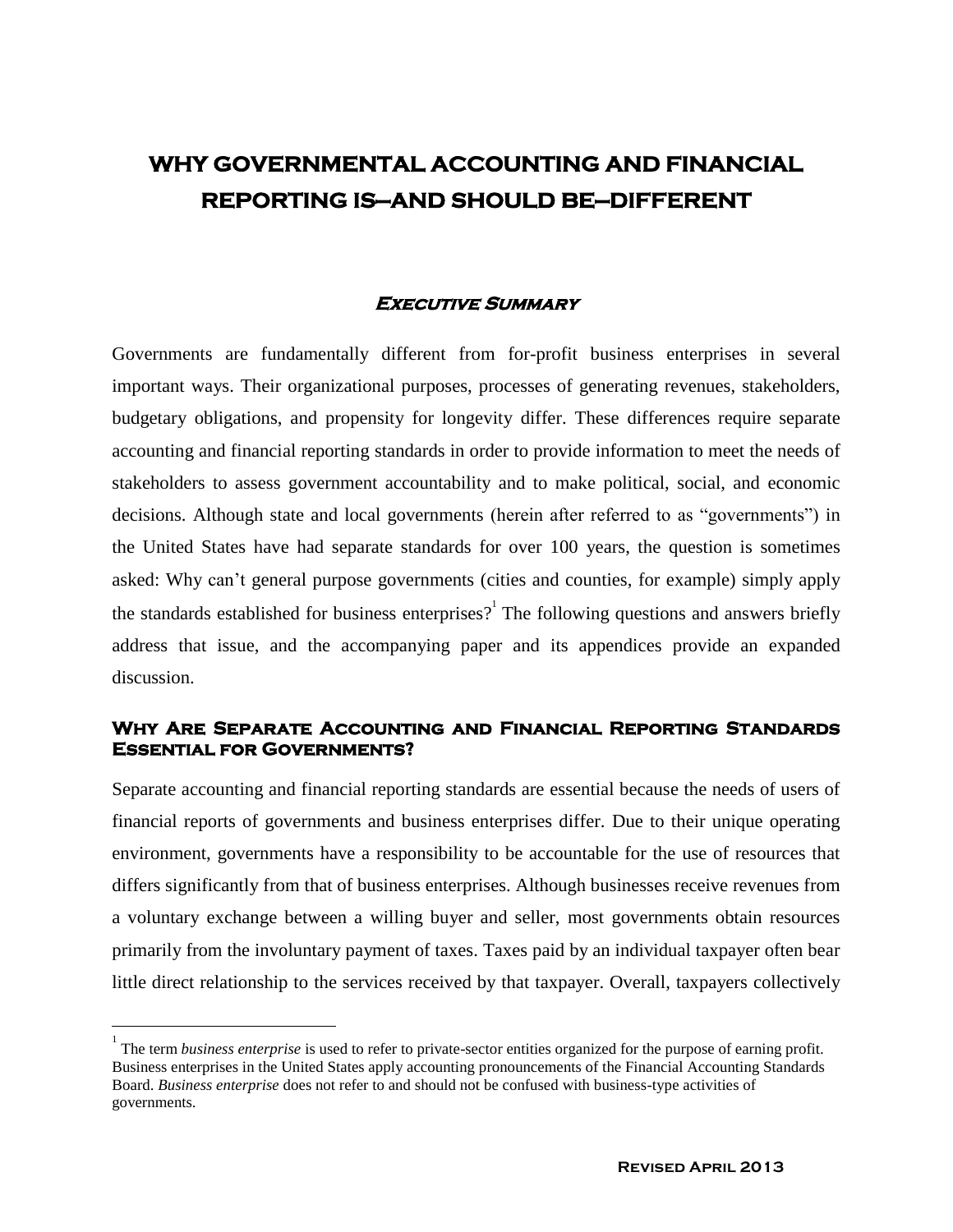# WHY GOVERNMENTAL ACCOUNTING AND FINANCIAL REPORTING IS—AND SHOULD BE—DIFFERENT

## Executive Summary

Governments are fundamentally different from for-profit business enterprises in several important ways. Their organizational purposes, processes of generating revenues, stakeholders, budgetary obligations, and propensity for longevity differ. These differences require separate accounting and financial reporting standards in order to provide information to meet the needs of stakeholders to assess government accountability and to make political, social, and economic decisions. Although state and local governments (herein after referred to as "governments") in the United States have had separate standards for over 100 years, the question is sometimes asked: Why can't general purpose governments (cities and counties, for example) simply apply the standards established for business enterprises?[1] The following questions and answers briefly address that issue, and the accompanying paper and its appendices provide an expanded discussion.

### Why Are Separate Accounting and Financial Reporting Standards Essential for Governments?

Separate accounting and financial reporting standards are essential because the needs of users of financial reports of governments and business enterprises differ. Due to their unique operating environment, governments have a responsibility to be accountable for the use of resources that differs significantly from that of business enterprises. Although businesses receive revenues from a voluntary exchange between a willing buyer and seller, most governments obtain resources primarily from the involuntary payment of taxes. Taxes paid by an individual taxpayer often bear little direct relationship to the services received by that taxpayer. Overall, taxpayers collectively

[1] The term *business enterprise* is used to refer to private-sector entities organized for the purpose of earning profit. Business enterprises in the United States apply accounting pronouncements of the Financial Accounting Standards Board. *Business enterprise* does not refer to and should not be confused with business-type activities of governments.

Revised April 2013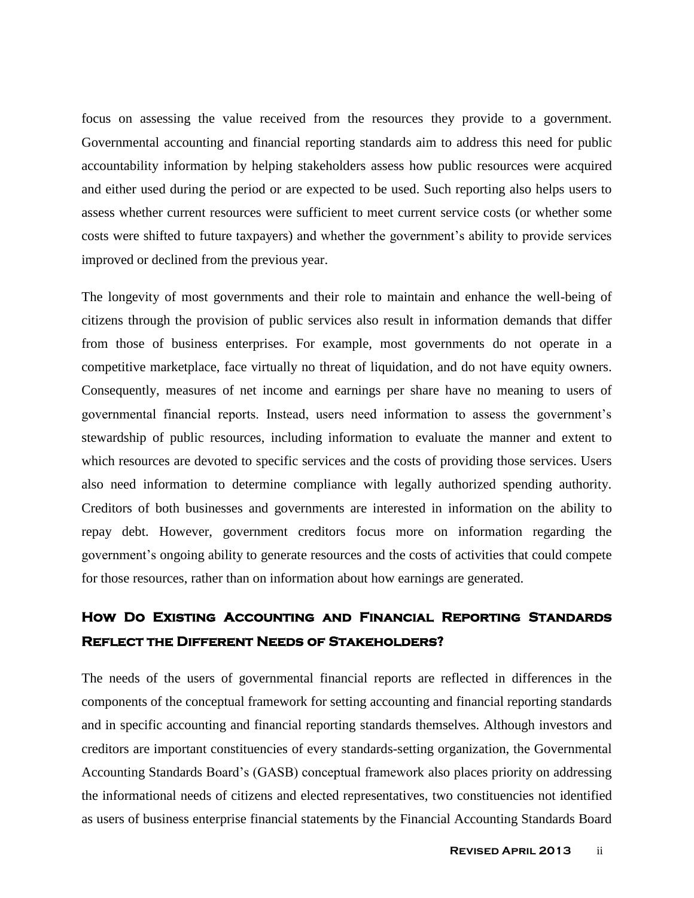focus on assessing the value received from the resources they provide to a government. Governmental accounting and financial reporting standards aim to address this need for public accountability information by helping stakeholders assess how public resources were acquired and either used during the period or are expected to be used. Such reporting also helps users to assess whether current resources were sufficient to meet current service costs (or whether some costs were shifted to future taxpayers) and whether the government's ability to provide services improved or declined from the previous year.

The longevity of most governments and their role to maintain and enhance the well-being of citizens through the provision of public services also result in information demands that differ from those of business enterprises. For example, most governments do not operate in a competitive marketplace, face virtually no threat of liquidation, and do not have equity owners. Consequently, measures of net income and earnings per share have no meaning to users of governmental financial reports. Instead, users need information to assess the government's stewardship of public resources, including information to evaluate the manner and extent to which resources are devoted to specific services and the costs of providing those services. Users also need information to determine compliance with legally authorized spending authority. Creditors of both businesses and governments are interested in information on the ability to repay debt. However, government creditors focus more on information regarding the government's ongoing ability to generate resources and the costs of activities that could compete for those resources, rather than on information about how earnings are generated.

## How Do Existing Accounting and Financial Reporting Standards Reflect the Different Needs of Stakeholders?

The needs of the users of governmental financial reports are reflected in differences in the components of the conceptual framework for setting accounting and financial reporting standards and in specific accounting and financial reporting standards themselves. Although investors and creditors are important constituencies of every standards-setting organization, the Governmental Accounting Standards Board's (GASB) conceptual framework also places priority on addressing the informational needs of citizens and elected representatives, two constituencies not identified as users of business enterprise financial statements by the Financial Accounting Standards Board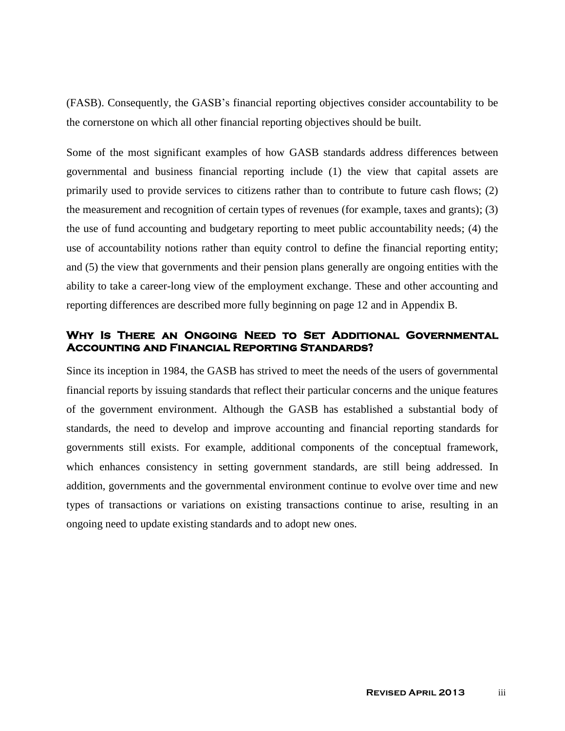(FASB). Consequently, the GASB's financial reporting objectives consider accountability to be the cornerstone on which all other financial reporting objectives should be built.

Some of the most significant examples of how GASB standards address differences between governmental and business financial reporting include (1) the view that capital assets are primarily used to provide services to citizens rather than to contribute to future cash flows; (2) the measurement and recognition of certain types of revenues (for example, taxes and grants); (3) the use of fund accounting and budgetary reporting to meet public accountability needs; (4) the use of accountability notions rather than equity control to define the financial reporting entity; and (5) the view that governments and their pension plans generally are ongoing entities with the ability to take a career-long view of the employment exchange. These and other accounting and reporting differences are described more fully beginning on page 12 and in Appendix B.

## Why Is There an Ongoing Need to Set Additional Governmental Accounting and Financial Reporting Standards?

Since its inception in 1984, the GASB has strived to meet the needs of the users of governmental financial reports by issuing standards that reflect their particular concerns and the unique features of the government environment. Although the GASB has established a substantial body of standards, the need to develop and improve accounting and financial reporting standards for governments still exists. For example, additional components of the conceptual framework, which enhances consistency in setting government standards, are still being addressed. In addition, governments and the governmental environment continue to evolve over time and new types of transactions or variations on existing transactions continue to arise, resulting in an ongoing need to update existing standards and to adopt new ones.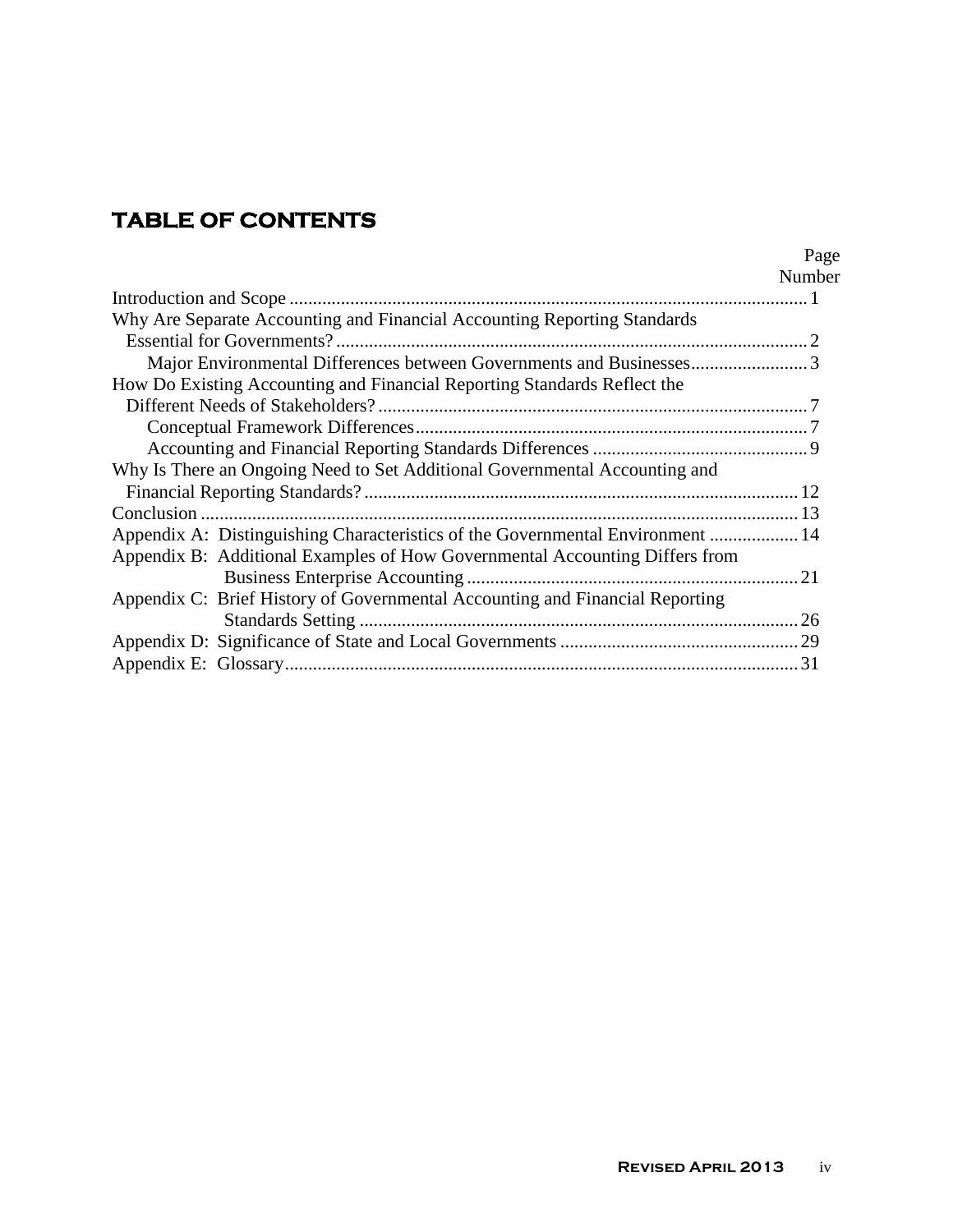# TABLE OF CONTENTS

| | Page Number |
|---|---|
| Introduction and Scope | 1 |
| Why Are Separate Accounting and Financial Accounting Reporting Standards Essential for Governments? | 2 |
| Major Environmental Differences between Governments and Businesses | 3 |
| How Do Existing Accounting and Financial Reporting Standards Reflect the Different Needs of Stakeholders? | 7 |
| Conceptual Framework Differences | 7 |
| Accounting and Financial Reporting Standards Differences | 9 |
| Why Is There an Ongoing Need to Set Additional Governmental Accounting and Financial Reporting Standards? | 12 |
| Conclusion | 13 |
| Appendix A: Distinguishing Characteristics of the Governmental Environment | 14 |
| Appendix B: Additional Examples of How Governmental Accounting Differs from Business Enterprise Accounting | 21 |
| Appendix C: Brief History of Governmental Accounting and Financial Reporting Standards Setting | 26 |
| Appendix D: Significance of State and Local Governments | 29 |
| Appendix E: Glossary | 31 |

**Revised April 2013**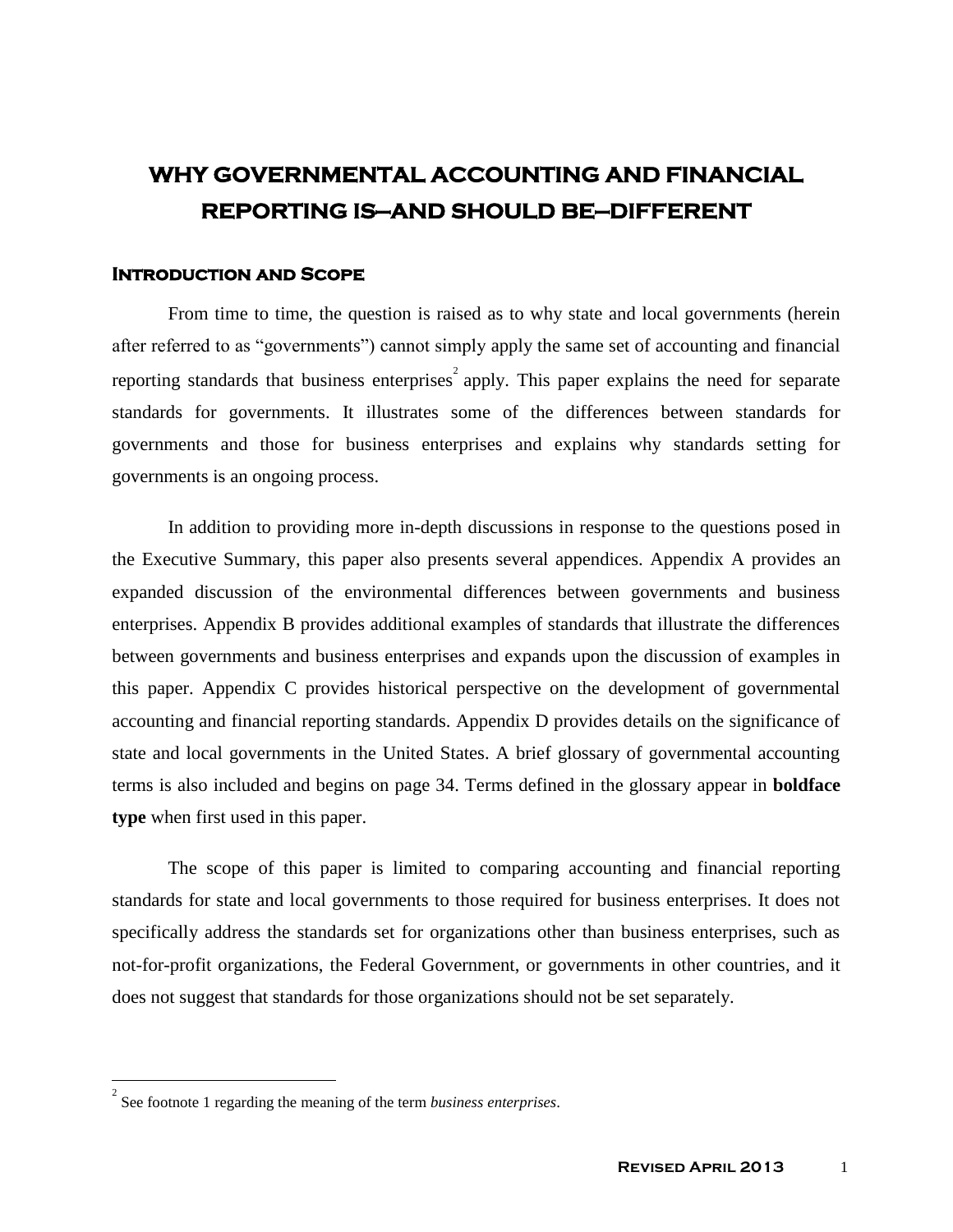# WHY GOVERNMENTAL ACCOUNTING AND FINANCIAL REPORTING IS—AND SHOULD BE—DIFFERENT

## Introduction and Scope

From time to time, the question is raised as to why state and local governments (herein after referred to as "governments") cannot simply apply the same set of accounting and financial reporting standards that business enterprises[2] apply. This paper explains the need for separate standards for governments. It illustrates some of the differences between standards for governments and those for business enterprises and explains why standards setting for governments is an ongoing process.

In addition to providing more in-depth discussions in response to the questions posed in the Executive Summary, this paper also presents several appendices. Appendix A provides an expanded discussion of the environmental differences between governments and business enterprises. Appendix B provides additional examples of standards that illustrate the differences between governments and business enterprises and expands upon the discussion of examples in this paper. Appendix C provides historical perspective on the development of governmental accounting and financial reporting standards. Appendix D provides details on the significance of state and local governments in the United States. A brief glossary of governmental accounting terms is also included and begins on page 34. Terms defined in the glossary appear in **boldface type** when first used in this paper.

The scope of this paper is limited to comparing accounting and financial reporting standards for state and local governments to those required for business enterprises. It does not specifically address the standards set for organizations other than business enterprises, such as not-for-profit organizations, the Federal Government, or governments in other countries, and it does not suggest that standards for those organizations should not be set separately.

[2] See footnote 1 regarding the meaning of the term *business enterprises*.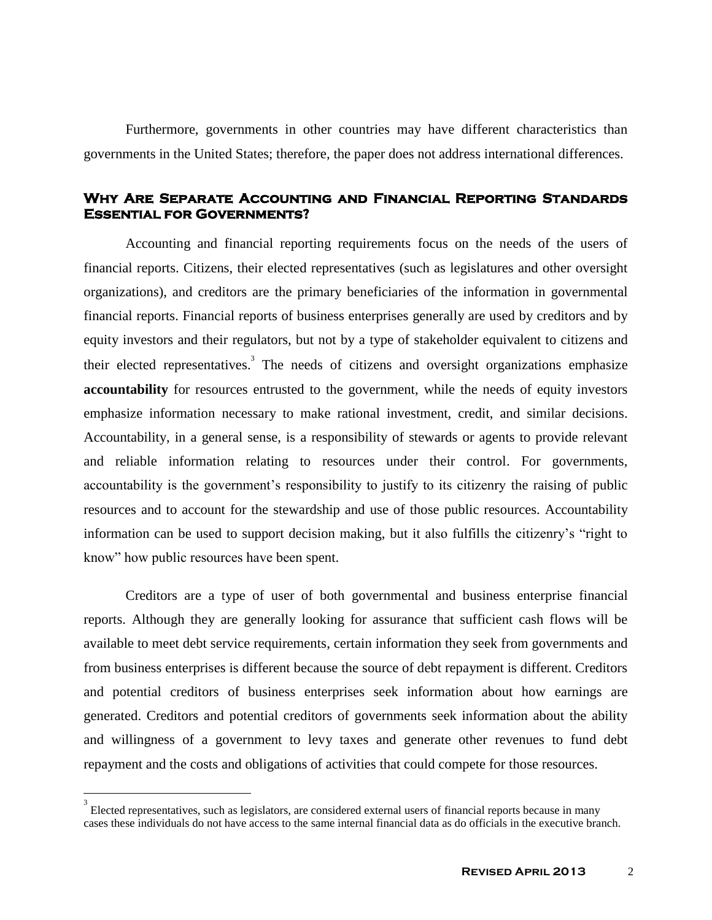Furthermore, governments in other countries may have different characteristics than governments in the United States; therefore, the paper does not address international differences.

## Why Are Separate Accounting and Financial Reporting Standards Essential for Governments?

Accounting and financial reporting requirements focus on the needs of the users of financial reports. Citizens, their elected representatives (such as legislatures and other oversight organizations), and creditors are the primary beneficiaries of the information in governmental financial reports. Financial reports of business enterprises generally are used by creditors and by equity investors and their regulators, but not by a type of stakeholder equivalent to citizens and their elected representatives.[3] The needs of citizens and oversight organizations emphasize **accountability** for resources entrusted to the government, while the needs of equity investors emphasize information necessary to make rational investment, credit, and similar decisions. Accountability, in a general sense, is a responsibility of stewards or agents to provide relevant and reliable information relating to resources under their control. For governments, accountability is the government's responsibility to justify to its citizenry the raising of public resources and to account for the stewardship and use of those public resources. Accountability information can be used to support decision making, but it also fulfills the citizenry's "right to know" how public resources have been spent.

Creditors are a type of user of both governmental and business enterprise financial reports. Although they are generally looking for assurance that sufficient cash flows will be available to meet debt service requirements, certain information they seek from governments and from business enterprises is different because the source of debt repayment is different. Creditors and potential creditors of business enterprises seek information about how earnings are generated. Creditors and potential creditors of governments seek information about the ability and willingness of a government to levy taxes and generate other revenues to fund debt repayment and the costs and obligations of activities that could compete for those resources.

[3] Elected representatives, such as legislators, are considered external users of financial reports because in many cases these individuals do not have access to the same internal financial data as do officials in the executive branch.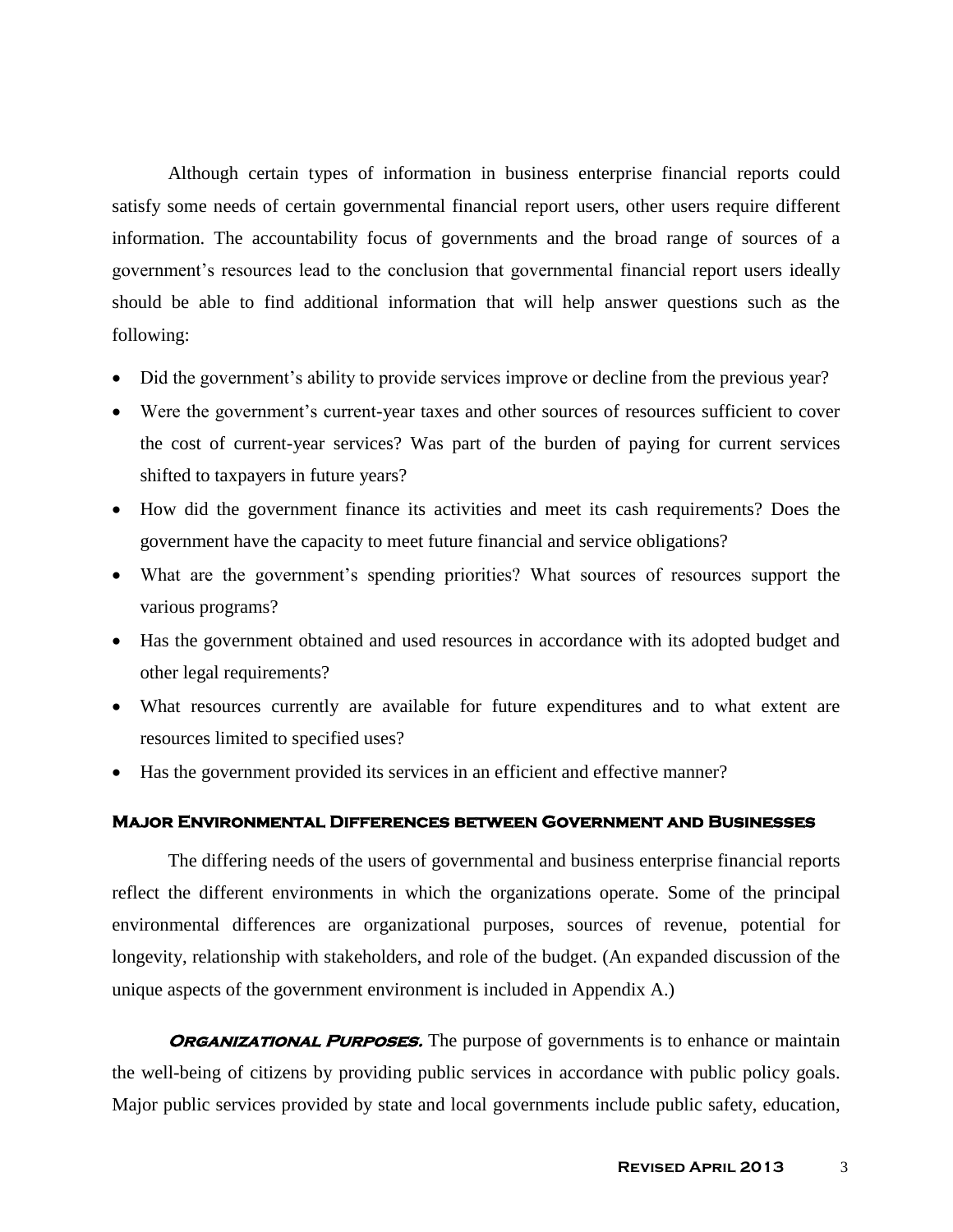Although certain types of information in business enterprise financial reports could satisfy some needs of certain governmental financial report users, other users require different information. The accountability focus of governments and the broad range of sources of a government's resources lead to the conclusion that governmental financial report users ideally should be able to find additional information that will help answer questions such as the following:

- Did the government's ability to provide services improve or decline from the previous year?
- Were the government's current-year taxes and other sources of resources sufficient to cover the cost of current-year services? Was part of the burden of paying for current services shifted to taxpayers in future years?
- How did the government finance its activities and meet its cash requirements? Does the government have the capacity to meet future financial and service obligations?
- What are the government's spending priorities? What sources of resources support the various programs?
- Has the government obtained and used resources in accordance with its adopted budget and other legal requirements?
- What resources currently are available for future expenditures and to what extent are resources limited to specified uses?
- Has the government provided its services in an efficient and effective manner?

## Major Environmental Differences between Government and Businesses

The differing needs of the users of governmental and business enterprise financial reports reflect the different environments in which the organizations operate. Some of the principal environmental differences are organizational purposes, sources of revenue, potential for longevity, relationship with stakeholders, and role of the budget. (An expanded discussion of the unique aspects of the government environment is included in Appendix A.)

***Organizational Purposes.*** The purpose of governments is to enhance or maintain the well-being of citizens by providing public services in accordance with public policy goals. Major public services provided by state and local governments include public safety, education,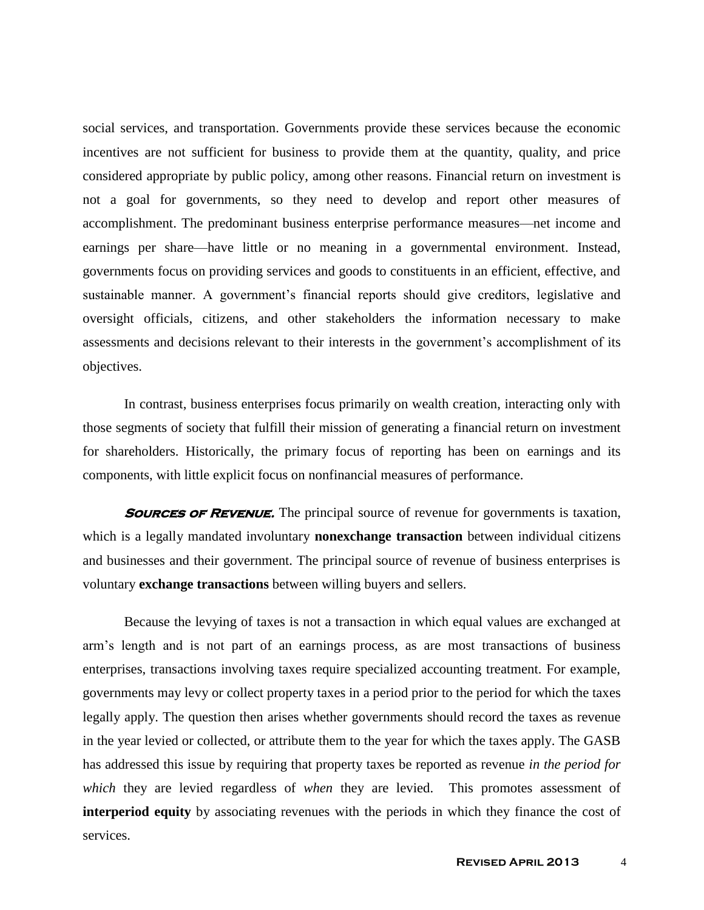social services, and transportation. Governments provide these services because the economic incentives are not sufficient for business to provide them at the quantity, quality, and price considered appropriate by public policy, among other reasons. Financial return on investment is not a goal for governments, so they need to develop and report other measures of accomplishment. The predominant business enterprise performance measures—net income and earnings per share—have little or no meaning in a governmental environment. Instead, governments focus on providing services and goods to constituents in an efficient, effective, and sustainable manner. A government's financial reports should give creditors, legislative and oversight officials, citizens, and other stakeholders the information necessary to make assessments and decisions relevant to their interests in the government's accomplishment of its objectives.

In contrast, business enterprises focus primarily on wealth creation, interacting only with those segments of society that fulfill their mission of generating a financial return on investment for shareholders. Historically, the primary focus of reporting has been on earnings and its components, with little explicit focus on nonfinancial measures of performance.

***Sources of Revenue.*** The principal source of revenue for governments is taxation, which is a legally mandated involuntary **nonexchange transaction** between individual citizens and businesses and their government. The principal source of revenue of business enterprises is voluntary **exchange transactions** between willing buyers and sellers.

Because the levying of taxes is not a transaction in which equal values are exchanged at arm's length and is not part of an earnings process, as are most transactions of business enterprises, transactions involving taxes require specialized accounting treatment. For example, governments may levy or collect property taxes in a period prior to the period for which the taxes legally apply. The question then arises whether governments should record the taxes as revenue in the year levied or collected, or attribute them to the year for which the taxes apply. The GASB has addressed this issue by requiring that property taxes be reported as revenue *in the period for which* they are levied regardless of *when* they are levied. This promotes assessment of **interperiod equity** by associating revenues with the periods in which they finance the cost of services.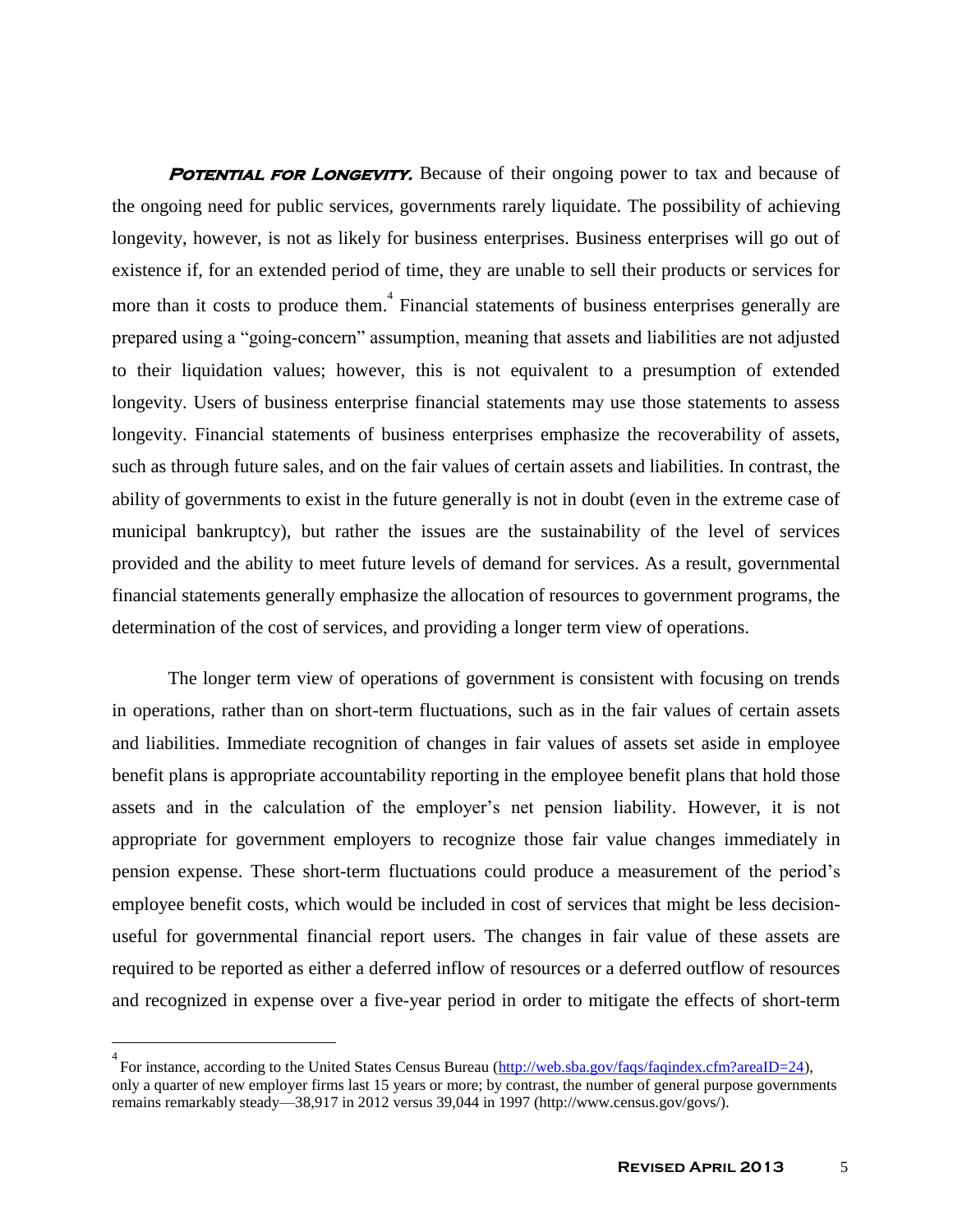***Potential for Longevity.*** Because of their ongoing power to tax and because of the ongoing need for public services, governments rarely liquidate. The possibility of achieving longevity, however, is not as likely for business enterprises. Business enterprises will go out of existence if, for an extended period of time, they are unable to sell their products or services for more than it costs to produce them.[4] Financial statements of business enterprises generally are prepared using a "going-concern" assumption, meaning that assets and liabilities are not adjusted to their liquidation values; however, this is not equivalent to a presumption of extended longevity. Users of business enterprise financial statements may use those statements to assess longevity. Financial statements of business enterprises emphasize the recoverability of assets, such as through future sales, and on the fair values of certain assets and liabilities. In contrast, the ability of governments to exist in the future generally is not in doubt (even in the extreme case of municipal bankruptcy), but rather the issues are the sustainability of the level of services provided and the ability to meet future levels of demand for services. As a result, governmental financial statements generally emphasize the allocation of resources to government programs, the determination of the cost of services, and providing a longer term view of operations.

The longer term view of operations of government is consistent with focusing on trends in operations, rather than on short-term fluctuations, such as in the fair values of certain assets and liabilities. Immediate recognition of changes in fair values of assets set aside in employee benefit plans is appropriate accountability reporting in the employee benefit plans that hold those assets and in the calculation of the employer's net pension liability. However, it is not appropriate for government employers to recognize those fair value changes immediately in pension expense. These short-term fluctuations could produce a measurement of the period's employee benefit costs, which would be included in cost of services that might be less decision-useful for governmental financial report users. The changes in fair value of these assets are required to be reported as either a deferred inflow of resources or a deferred outflow of resources and recognized in expense over a five-year period in order to mitigate the effects of short-term

---

[4] For instance, according to the United States Census Bureau (http://web.sba.gov/faqs/faqindex.cfm?areaID=24), only a quarter of new employer firms last 15 years or more; by contrast, the number of general purpose governments remains remarkably steady—38,917 in 2012 versus 39,044 in 1997 (http://www.census.gov/govs/).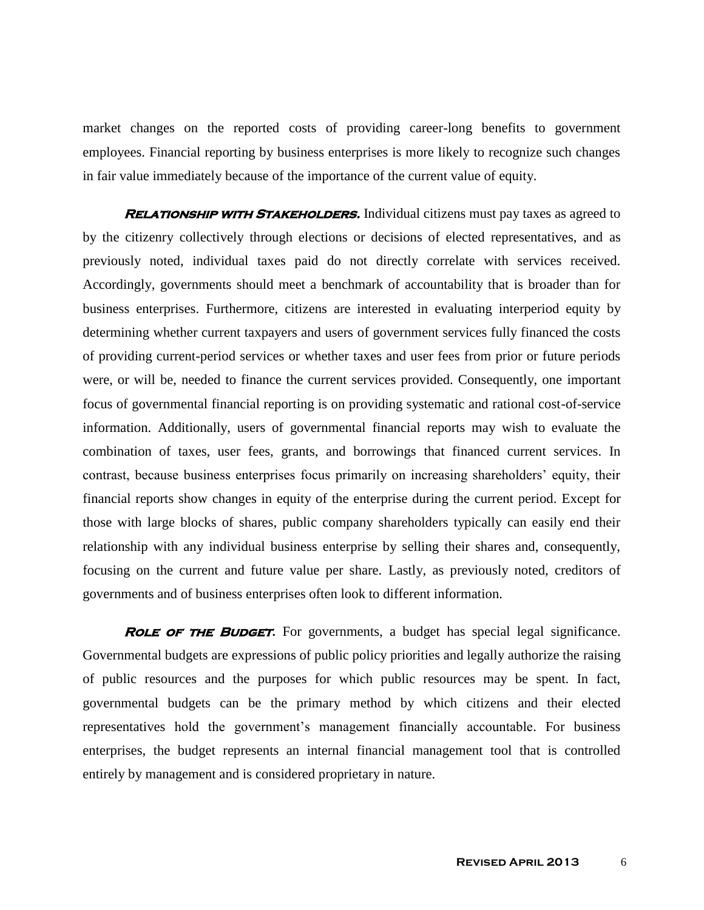market changes on the reported costs of providing career-long benefits to government employees. Financial reporting by business enterprises is more likely to recognize such changes in fair value immediately because of the importance of the current value of equity.

***Relationship with Stakeholders.*** Individual citizens must pay taxes as agreed to by the citizenry collectively through elections or decisions of elected representatives, and as previously noted, individual taxes paid do not directly correlate with services received. Accordingly, governments should meet a benchmark of accountability that is broader than for business enterprises. Furthermore, citizens are interested in evaluating interperiod equity by determining whether current taxpayers and users of government services fully financed the costs of providing current-period services or whether taxes and user fees from prior or future periods were, or will be, needed to finance the current services provided. Consequently, one important focus of governmental financial reporting is on providing systematic and rational cost-of-service information. Additionally, users of governmental financial reports may wish to evaluate the combination of taxes, user fees, grants, and borrowings that financed current services. In contrast, because business enterprises focus primarily on increasing shareholders' equity, their financial reports show changes in equity of the enterprise during the current period. Except for those with large blocks of shares, public company shareholders typically can easily end their relationship with any individual business enterprise by selling their shares and, consequently, focusing on the current and future value per share. Lastly, as previously noted, creditors of governments and of business enterprises often look to different information.

***Role of the Budget.*** For governments, a budget has special legal significance. Governmental budgets are expressions of public policy priorities and legally authorize the raising of public resources and the purposes for which public resources may be spent. In fact, governmental budgets can be the primary method by which citizens and their elected representatives hold the government's management financially accountable. For business enterprises, the budget represents an internal financial management tool that is controlled entirely by management and is considered proprietary in nature.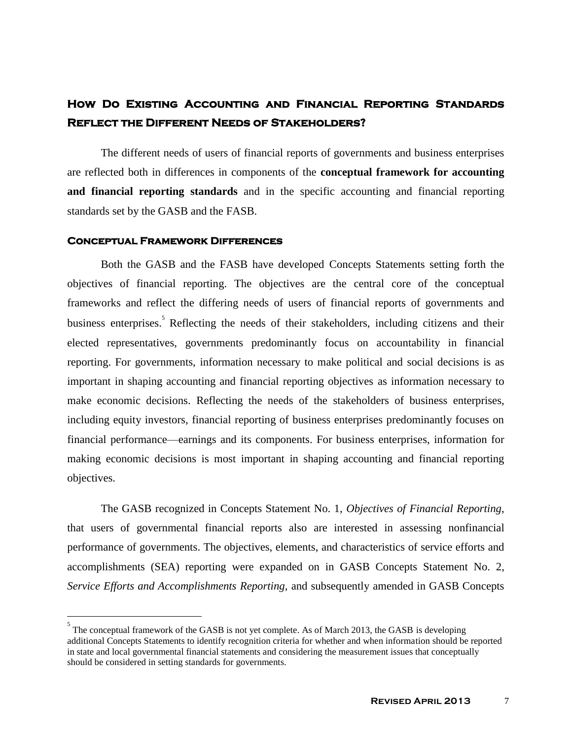## How Do Existing Accounting and Financial Reporting Standards Reflect the Different Needs of Stakeholders?

The different needs of users of financial reports of governments and business enterprises are reflected both in differences in components of the **conceptual framework for accounting and financial reporting standards** and in the specific accounting and financial reporting standards set by the GASB and the FASB.

### Conceptual Framework Differences

Both the GASB and the FASB have developed Concepts Statements setting forth the objectives of financial reporting. The objectives are the central core of the conceptual frameworks and reflect the differing needs of users of financial reports of governments and business enterprises.[5] Reflecting the needs of their stakeholders, including citizens and their elected representatives, governments predominantly focus on accountability in financial reporting. For governments, information necessary to make political and social decisions is as important in shaping accounting and financial reporting objectives as information necessary to make economic decisions. Reflecting the needs of the stakeholders of business enterprises, including equity investors, financial reporting of business enterprises predominantly focuses on financial performance—earnings and its components. For business enterprises, information for making economic decisions is most important in shaping accounting and financial reporting objectives.

The GASB recognized in Concepts Statement No. 1, *Objectives of Financial Reporting*, that users of governmental financial reports also are interested in assessing nonfinancial performance of governments. The objectives, elements, and characteristics of service efforts and accomplishments (SEA) reporting were expanded on in GASB Concepts Statement No. 2, *Service Efforts and Accomplishments Reporting*, and subsequently amended in GASB Concepts

---

[5] The conceptual framework of the GASB is not yet complete. As of March 2013, the GASB is developing additional Concepts Statements to identify recognition criteria for whether and when information should be reported in state and local governmental financial statements and considering the measurement issues that conceptually should be considered in setting standards for governments.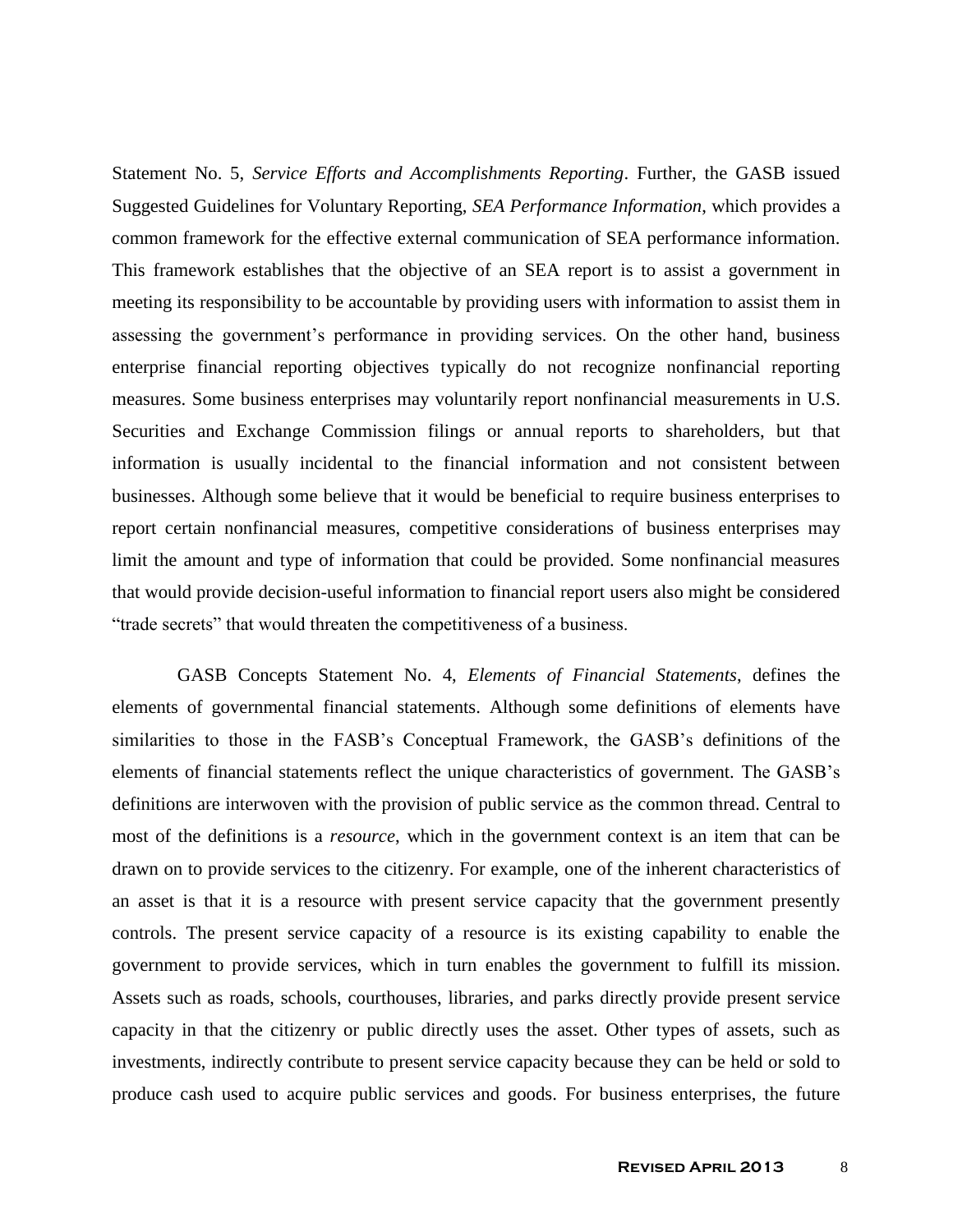Statement No. 5, *Service Efforts and Accomplishments Reporting*. Further, the GASB issued Suggested Guidelines for Voluntary Reporting, *SEA Performance Information*, which provides a common framework for the effective external communication of SEA performance information. This framework establishes that the objective of an SEA report is to assist a government in meeting its responsibility to be accountable by providing users with information to assist them in assessing the government's performance in providing services. On the other hand, business enterprise financial reporting objectives typically do not recognize nonfinancial reporting measures. Some business enterprises may voluntarily report nonfinancial measurements in U.S. Securities and Exchange Commission filings or annual reports to shareholders, but that information is usually incidental to the financial information and not consistent between businesses. Although some believe that it would be beneficial to require business enterprises to report certain nonfinancial measures, competitive considerations of business enterprises may limit the amount and type of information that could be provided. Some nonfinancial measures that would provide decision-useful information to financial report users also might be considered "trade secrets" that would threaten the competitiveness of a business.

GASB Concepts Statement No. 4, *Elements of Financial Statements*, defines the elements of governmental financial statements. Although some definitions of elements have similarities to those in the FASB's Conceptual Framework, the GASB's definitions of the elements of financial statements reflect the unique characteristics of government. The GASB's definitions are interwoven with the provision of public service as the common thread. Central to most of the definitions is a *resource*, which in the government context is an item that can be drawn on to provide services to the citizenry. For example, one of the inherent characteristics of an asset is that it is a resource with present service capacity that the government presently controls. The present service capacity of a resource is its existing capability to enable the government to provide services, which in turn enables the government to fulfill its mission. Assets such as roads, schools, courthouses, libraries, and parks directly provide present service capacity in that the citizenry or public directly uses the asset. Other types of assets, such as investments, indirectly contribute to present service capacity because they can be held or sold to produce cash used to acquire public services and goods. For business enterprises, the future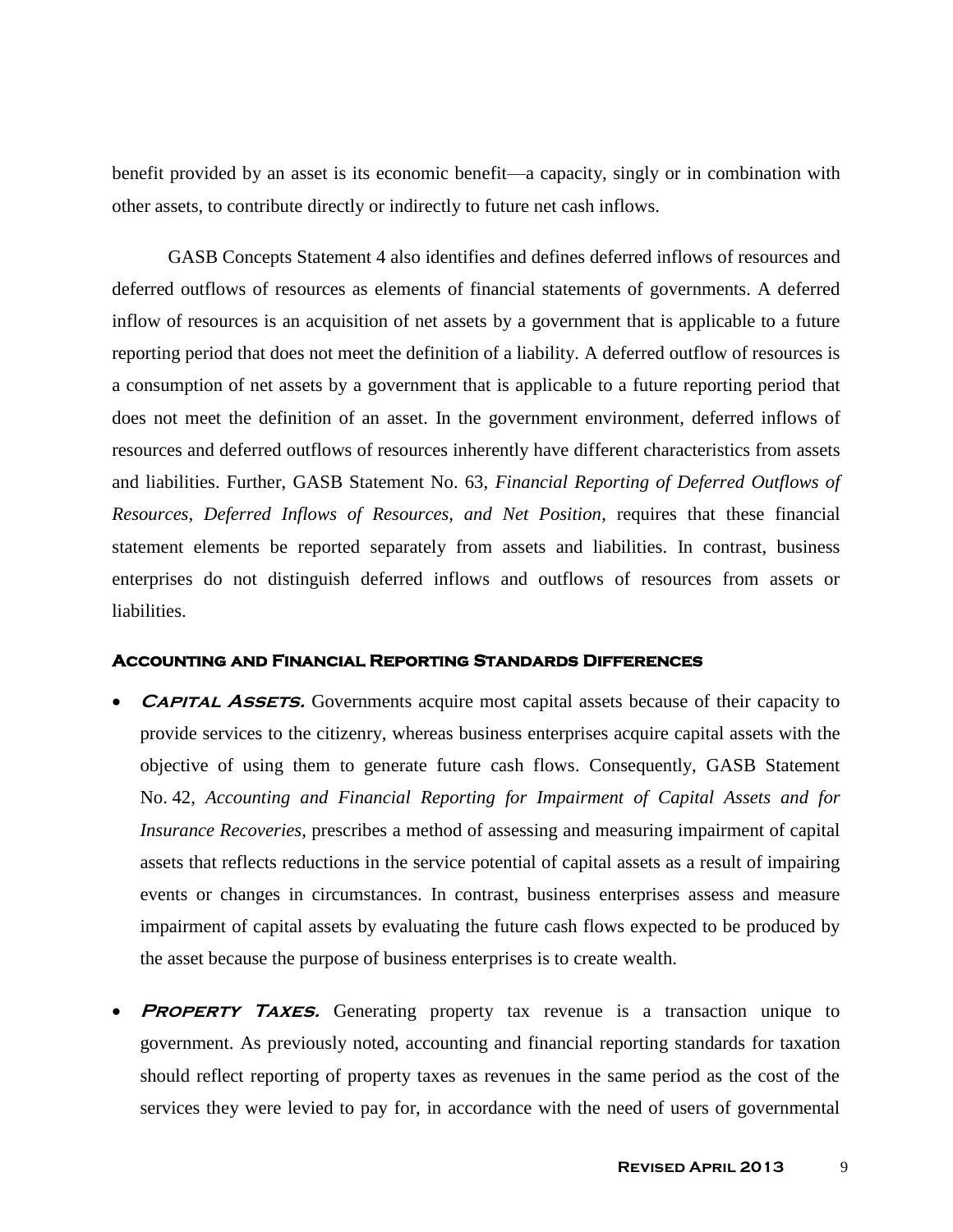benefit provided by an asset is its economic benefit—a capacity, singly or in combination with other assets, to contribute directly or indirectly to future net cash inflows.

GASB Concepts Statement 4 also identifies and defines deferred inflows of resources and deferred outflows of resources as elements of financial statements of governments. A deferred inflow of resources is an acquisition of net assets by a government that is applicable to a future reporting period that does not meet the definition of a liability. A deferred outflow of resources is a consumption of net assets by a government that is applicable to a future reporting period that does not meet the definition of an asset. In the government environment, deferred inflows of resources and deferred outflows of resources inherently have different characteristics from assets and liabilities. Further, GASB Statement No. 63, *Financial Reporting of Deferred Outflows of Resources, Deferred Inflows of Resources, and Net Position*, requires that these financial statement elements be reported separately from assets and liabilities. In contrast, business enterprises do not distinguish deferred inflows and outflows of resources from assets or liabilities.

### Accounting and Financial Reporting Standards Differences

- ***Capital Assets.*** Governments acquire most capital assets because of their capacity to provide services to the citizenry, whereas business enterprises acquire capital assets with the objective of using them to generate future cash flows. Consequently, GASB Statement No. 42, *Accounting and Financial Reporting for Impairment of Capital Assets and for Insurance Recoveries*, prescribes a method of assessing and measuring impairment of capital assets that reflects reductions in the service potential of capital assets as a result of impairing events or changes in circumstances. In contrast, business enterprises assess and measure impairment of capital assets by evaluating the future cash flows expected to be produced by the asset because the purpose of business enterprises is to create wealth.

- ***Property Taxes.*** Generating property tax revenue is a transaction unique to government. As previously noted, accounting and financial reporting standards for taxation should reflect reporting of property taxes as revenues in the same period as the cost of the services they were levied to pay for, in accordance with the need of users of governmental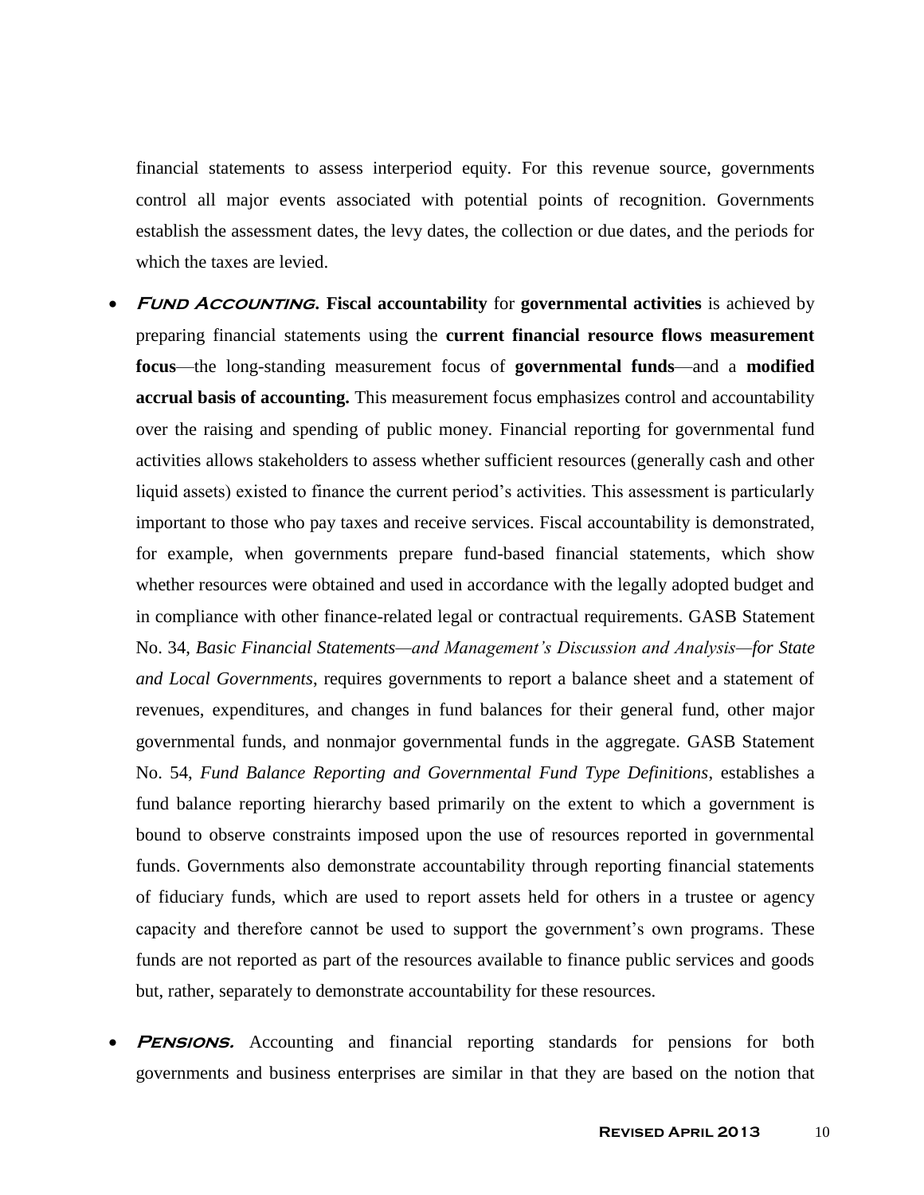financial statements to assess interperiod equity. For this revenue source, governments control all major events associated with potential points of recognition. Governments establish the assessment dates, the levy dates, the collection or due dates, and the periods for which the taxes are levied.

- ***Fund Accounting.*** **Fiscal accountability** for **governmental activities** is achieved by preparing financial statements using the **current financial resource flows measurement focus**—the long-standing measurement focus of **governmental funds**—and a **modified accrual basis of accounting.** This measurement focus emphasizes control and accountability over the raising and spending of public money. Financial reporting for governmental fund activities allows stakeholders to assess whether sufficient resources (generally cash and other liquid assets) existed to finance the current period's activities. This assessment is particularly important to those who pay taxes and receive services. Fiscal accountability is demonstrated, for example, when governments prepare fund-based financial statements, which show whether resources were obtained and used in accordance with the legally adopted budget and in compliance with other finance-related legal or contractual requirements. GASB Statement No. 34, *Basic Financial Statements—and Management's Discussion and Analysis—for State and Local Governments*, requires governments to report a balance sheet and a statement of revenues, expenditures, and changes in fund balances for their general fund, other major governmental funds, and nonmajor governmental funds in the aggregate. GASB Statement No. 54, *Fund Balance Reporting and Governmental Fund Type Definitions*, establishes a fund balance reporting hierarchy based primarily on the extent to which a government is bound to observe constraints imposed upon the use of resources reported in governmental funds. Governments also demonstrate accountability through reporting financial statements of fiduciary funds, which are used to report assets held for others in a trustee or agency capacity and therefore cannot be used to support the government's own programs. These funds are not reported as part of the resources available to finance public services and goods but, rather, separately to demonstrate accountability for these resources.

- ***Pensions.*** Accounting and financial reporting standards for pensions for both governments and business enterprises are similar in that they are based on the notion that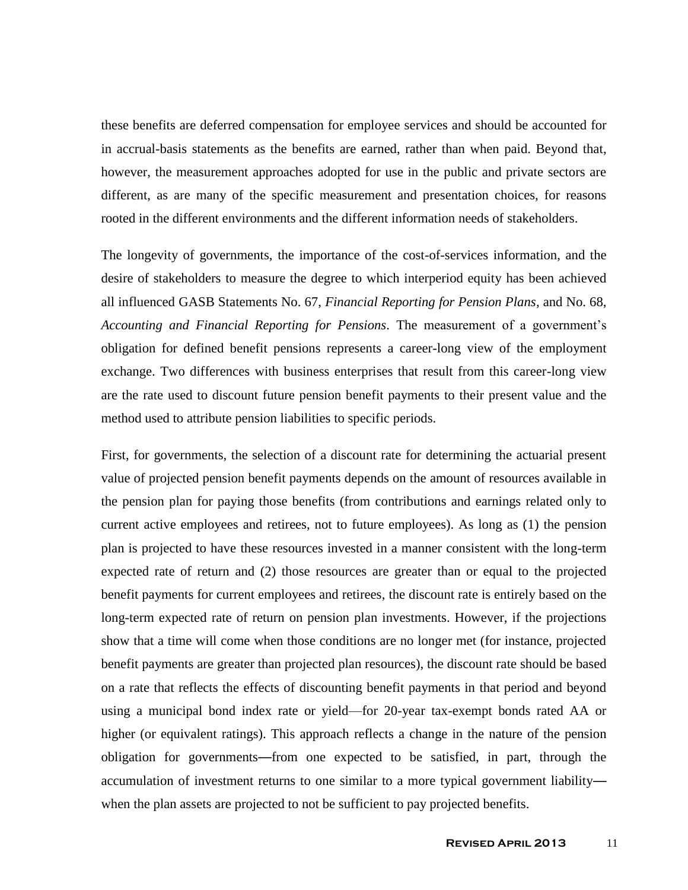these benefits are deferred compensation for employee services and should be accounted for in accrual-basis statements as the benefits are earned, rather than when paid. Beyond that, however, the measurement approaches adopted for use in the public and private sectors are different, as are many of the specific measurement and presentation choices, for reasons rooted in the different environments and the different information needs of stakeholders.

The longevity of governments, the importance of the cost-of-services information, and the desire of stakeholders to measure the degree to which interperiod equity has been achieved all influenced GASB Statements No. 67, *Financial Reporting for Pension Plans*, and No. 68, *Accounting and Financial Reporting for Pensions*. The measurement of a government's obligation for defined benefit pensions represents a career-long view of the employment exchange. Two differences with business enterprises that result from this career-long view are the rate used to discount future pension benefit payments to their present value and the method used to attribute pension liabilities to specific periods.

First, for governments, the selection of a discount rate for determining the actuarial present value of projected pension benefit payments depends on the amount of resources available in the pension plan for paying those benefits (from contributions and earnings related only to current active employees and retirees, not to future employees). As long as (1) the pension plan is projected to have these resources invested in a manner consistent with the long-term expected rate of return and (2) those resources are greater than or equal to the projected benefit payments for current employees and retirees, the discount rate is entirely based on the long-term expected rate of return on pension plan investments. However, if the projections show that a time will come when those conditions are no longer met (for instance, projected benefit payments are greater than projected plan resources), the discount rate should be based on a rate that reflects the effects of discounting benefit payments in that period and beyond using a municipal bond index rate or yield—for 20-year tax-exempt bonds rated AA or higher (or equivalent ratings). This approach reflects a change in the nature of the pension obligation for governments—from one expected to be satisfied, in part, through the accumulation of investment returns to one similar to a more typical government liability—when the plan assets are projected to not be sufficient to pay projected benefits.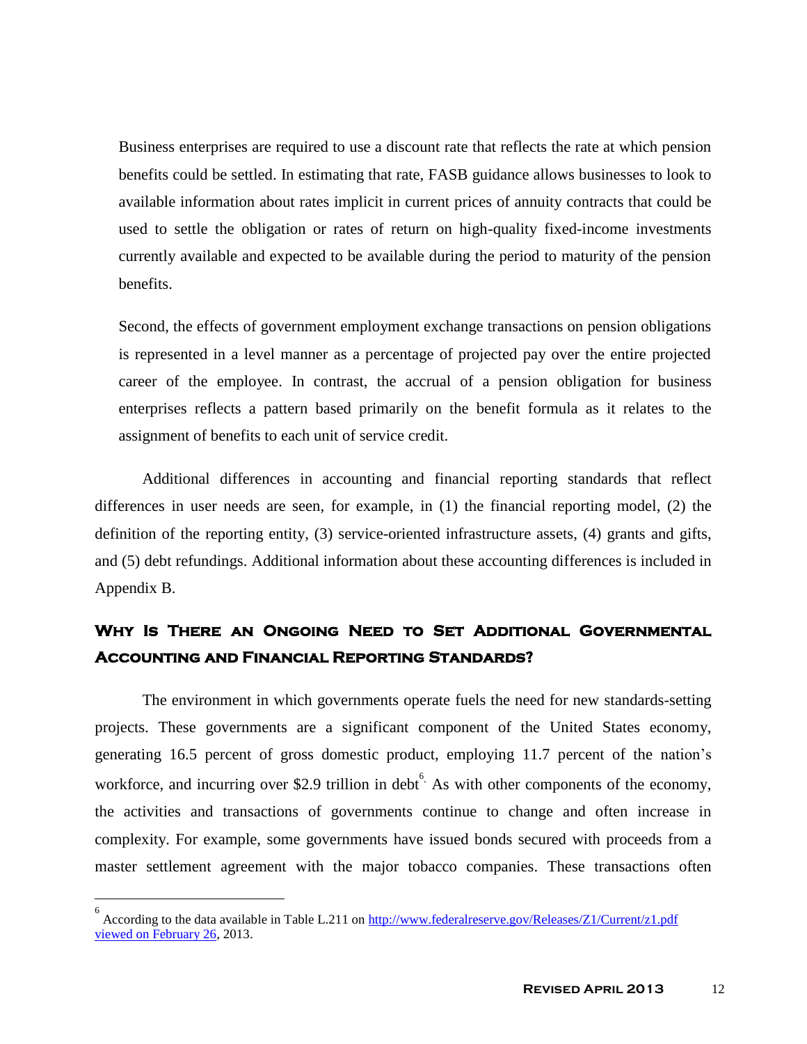Business enterprises are required to use a discount rate that reflects the rate at which pension benefits could be settled. In estimating that rate, FASB guidance allows businesses to look to available information about rates implicit in current prices of annuity contracts that could be used to settle the obligation or rates of return on high-quality fixed-income investments currently available and expected to be available during the period to maturity of the pension benefits.

Second, the effects of government employment exchange transactions on pension obligations is represented in a level manner as a percentage of projected pay over the entire projected career of the employee. In contrast, the accrual of a pension obligation for business enterprises reflects a pattern based primarily on the benefit formula as it relates to the assignment of benefits to each unit of service credit.

Additional differences in accounting and financial reporting standards that reflect differences in user needs are seen, for example, in (1) the financial reporting model, (2) the definition of the reporting entity, (3) service-oriented infrastructure assets, (4) grants and gifts, and (5) debt refundings. Additional information about these accounting differences is included in Appendix B.

## Why Is There an Ongoing Need to Set Additional Governmental Accounting and Financial Reporting Standards?

The environment in which governments operate fuels the need for new standards-setting projects. These governments are a significant component of the United States economy, generating 16.5 percent of gross domestic product, employing 11.7 percent of the nation's workforce, and incurring over $2.9 trillion in debt[6]. As with other components of the economy, the activities and transactions of governments continue to change and often increase in complexity. For example, some governments have issued bonds secured with proceeds from a master settlement agreement with the major tobacco companies. These transactions often

---

[6] According to the data available in Table L.211 on http://www.federalreserve.gov/Releases/Z1/Current/z1.pdf viewed on February 26, 2013.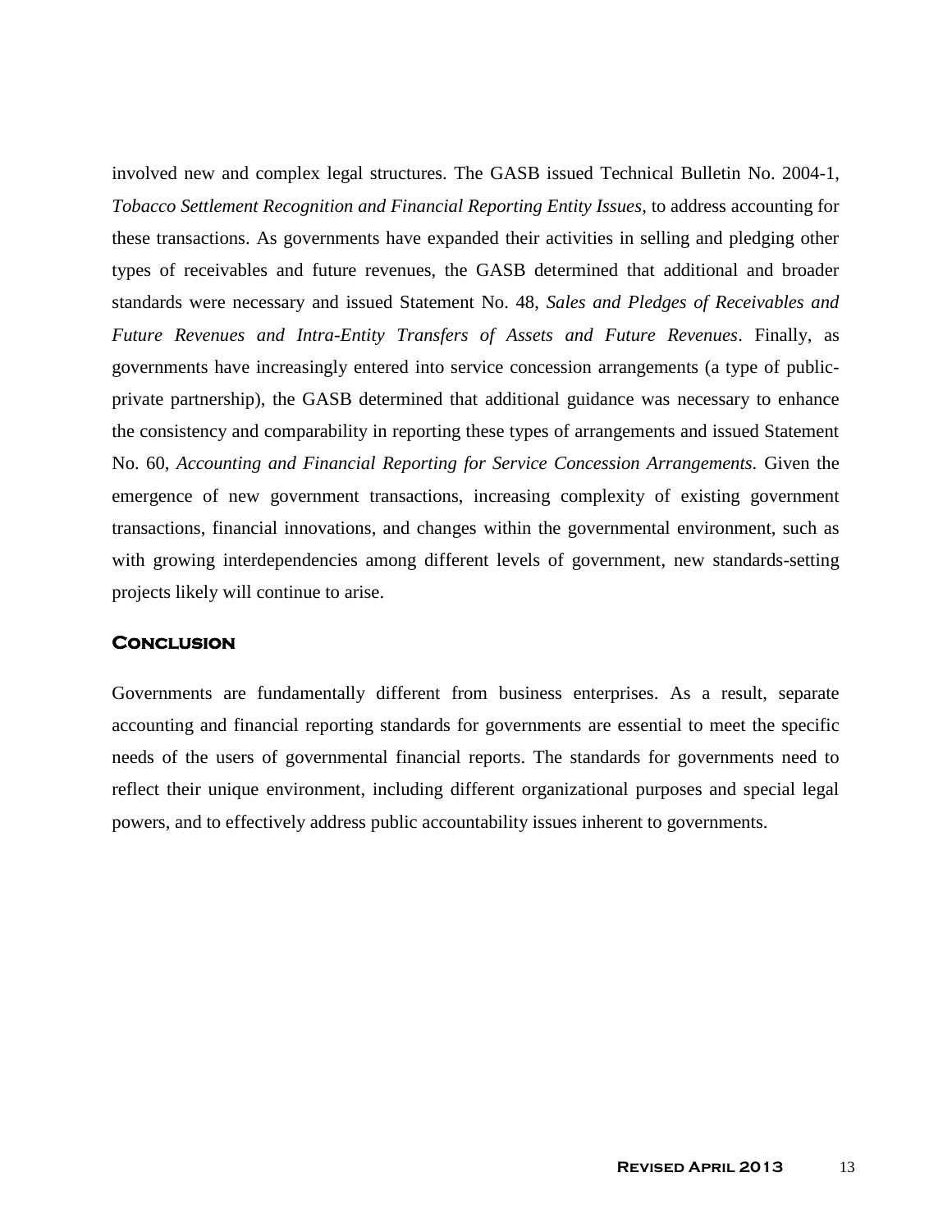involved new and complex legal structures. The GASB issued Technical Bulletin No. 2004-1, *Tobacco Settlement Recognition and Financial Reporting Entity Issues*, to address accounting for these transactions. As governments have expanded their activities in selling and pledging other types of receivables and future revenues, the GASB determined that additional and broader standards were necessary and issued Statement No. 48, *Sales and Pledges of Receivables and Future Revenues and Intra-Entity Transfers of Assets and Future Revenues*. Finally, as governments have increasingly entered into service concession arrangements (a type of public-private partnership), the GASB determined that additional guidance was necessary to enhance the consistency and comparability in reporting these types of arrangements and issued Statement No. 60, *Accounting and Financial Reporting for Service Concession Arrangements.* Given the emergence of new government transactions, increasing complexity of existing government transactions, financial innovations, and changes within the governmental environment, such as with growing interdependencies among different levels of government, new standards-setting projects likely will continue to arise.

## Conclusion

Governments are fundamentally different from business enterprises. As a result, separate accounting and financial reporting standards for governments are essential to meet the specific needs of the users of governmental financial reports. The standards for governments need to reflect their unique environment, including different organizational purposes and special legal powers, and to effectively address public accountability issues inherent to governments.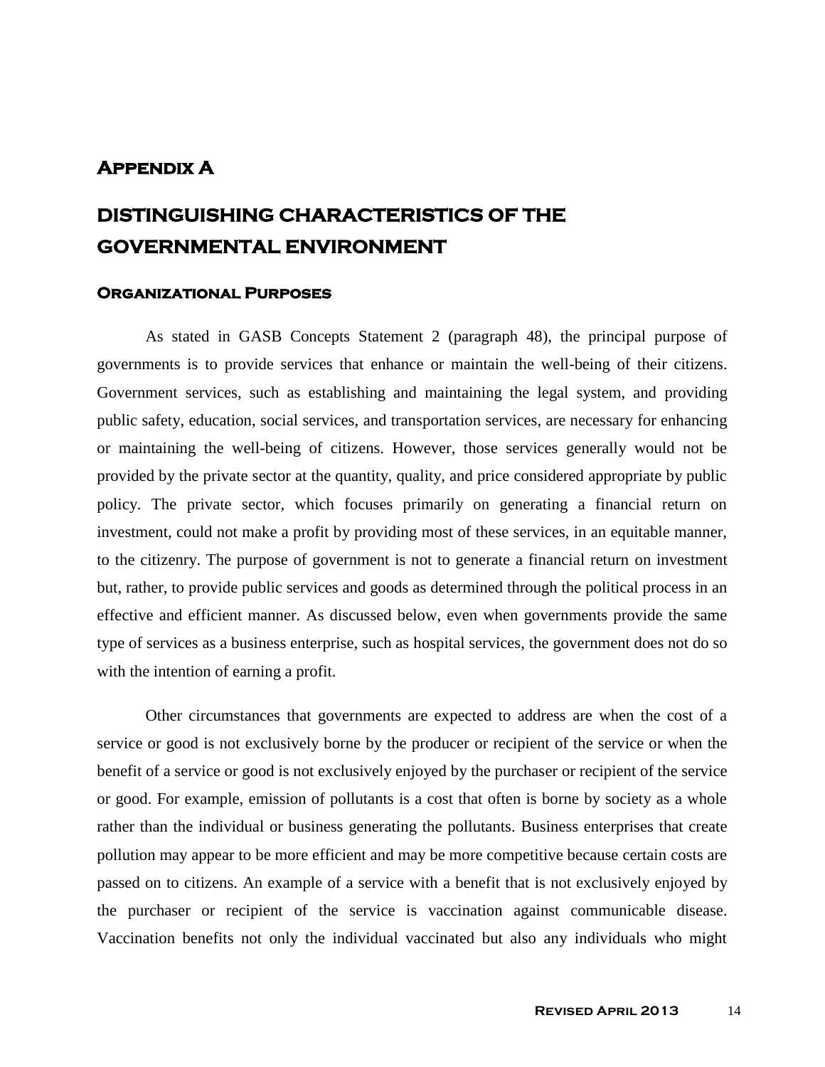# Appendix A

# DISTINGUISHING CHARACTERISTICS OF THE GOVERNMENTAL ENVIRONMENT

## Organizational Purposes

As stated in GASB Concepts Statement 2 (paragraph 48), the principal purpose of governments is to provide services that enhance or maintain the well-being of their citizens. Government services, such as establishing and maintaining the legal system, and providing public safety, education, social services, and transportation services, are necessary for enhancing or maintaining the well-being of citizens. However, those services generally would not be provided by the private sector at the quantity, quality, and price considered appropriate by public policy. The private sector, which focuses primarily on generating a financial return on investment, could not make a profit by providing most of these services, in an equitable manner, to the citizenry. The purpose of government is not to generate a financial return on investment but, rather, to provide public services and goods as determined through the political process in an effective and efficient manner. As discussed below, even when governments provide the same type of services as a business enterprise, such as hospital services, the government does not do so with the intention of earning a profit.

Other circumstances that governments are expected to address are when the cost of a service or good is not exclusively borne by the producer or recipient of the service or when the benefit of a service or good is not exclusively enjoyed by the purchaser or recipient of the service or good. For example, emission of pollutants is a cost that often is borne by society as a whole rather than the individual or business generating the pollutants. Business enterprises that create pollution may appear to be more efficient and may be more competitive because certain costs are passed on to citizens. An example of a service with a benefit that is not exclusively enjoyed by the purchaser or recipient of the service is vaccination against communicable disease. Vaccination benefits not only the individual vaccinated but also any individuals who might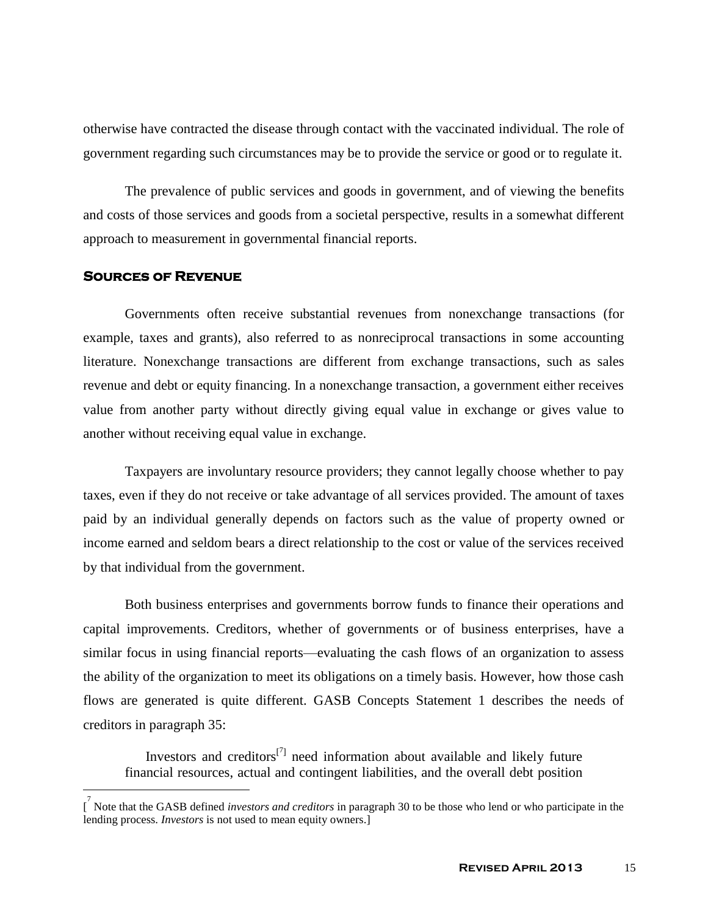otherwise have contracted the disease through contact with the vaccinated individual. The role of government regarding such circumstances may be to provide the service or good or to regulate it.

The prevalence of public services and goods in government, and of viewing the benefits and costs of those services and goods from a societal perspective, results in a somewhat different approach to measurement in governmental financial reports.

### Sources of Revenue

Governments often receive substantial revenues from nonexchange transactions (for example, taxes and grants), also referred to as nonreciprocal transactions in some accounting literature. Nonexchange transactions are different from exchange transactions, such as sales revenue and debt or equity financing. In a nonexchange transaction, a government either receives value from another party without directly giving equal value in exchange or gives value to another without receiving equal value in exchange.

Taxpayers are involuntary resource providers; they cannot legally choose whether to pay taxes, even if they do not receive or take advantage of all services provided. The amount of taxes paid by an individual generally depends on factors such as the value of property owned or income earned and seldom bears a direct relationship to the cost or value of the services received by that individual from the government.

Both business enterprises and governments borrow funds to finance their operations and capital improvements. Creditors, whether of governments or of business enterprises, have a similar focus in using financial reports—evaluating the cash flows of an organization to assess the ability of the organization to meet its obligations on a timely basis. However, how those cash flows are generated is quite different. GASB Concepts Statement 1 describes the needs of creditors in paragraph 35:

> Investors and creditors[7] need information about available and likely future financial resources, actual and contingent liabilities, and the overall debt position

[[7] Note that the GASB defined *investors and creditors* in paragraph 30 to be those who lend or who participate in the lending process. *Investors* is not used to mean equity owners.]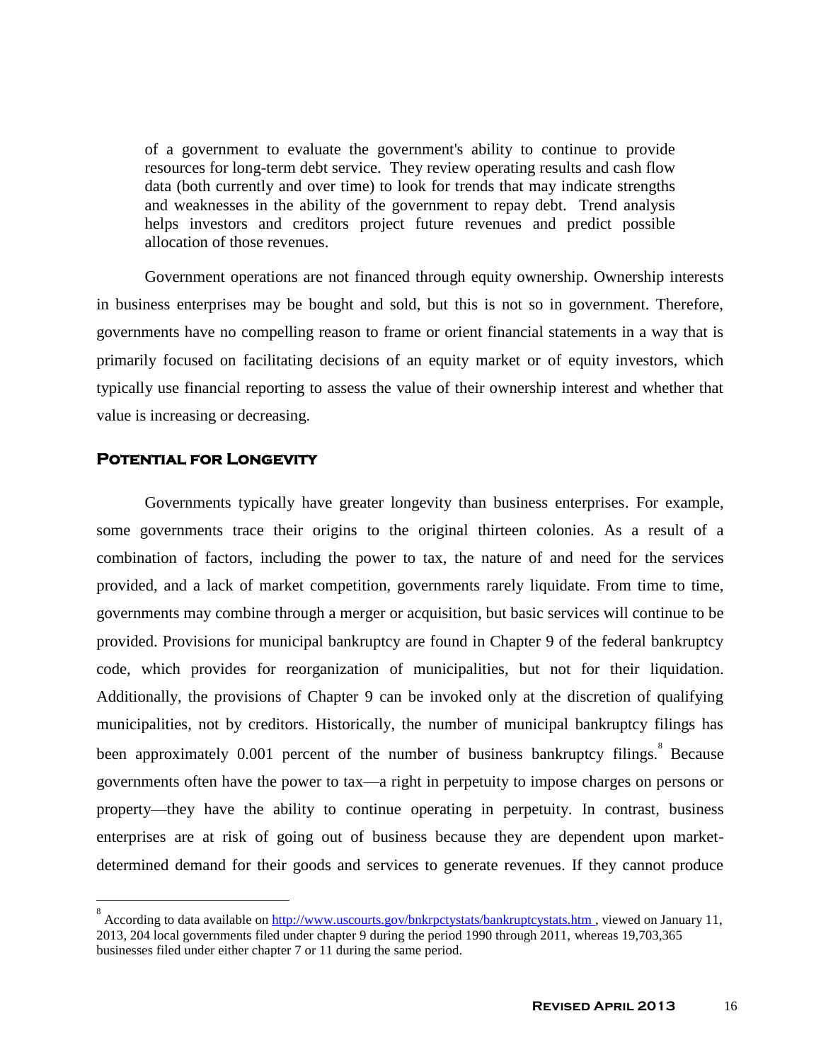of a government to evaluate the government's ability to continue to provide resources for long-term debt service. They review operating results and cash flow data (both currently and over time) to look for trends that may indicate strengths and weaknesses in the ability of the government to repay debt. Trend analysis helps investors and creditors project future revenues and predict possible allocation of those revenues.

Government operations are not financed through equity ownership. Ownership interests in business enterprises may be bought and sold, but this is not so in government. Therefore, governments have no compelling reason to frame or orient financial statements in a way that is primarily focused on facilitating decisions of an equity market or of equity investors, which typically use financial reporting to assess the value of their ownership interest and whether that value is increasing or decreasing.

### Potential for Longevity

Governments typically have greater longevity than business enterprises. For example, some governments trace their origins to the original thirteen colonies. As a result of a combination of factors, including the power to tax, the nature of and need for the services provided, and a lack of market competition, governments rarely liquidate. From time to time, governments may combine through a merger or acquisition, but basic services will continue to be provided. Provisions for municipal bankruptcy are found in Chapter 9 of the federal bankruptcy code, which provides for reorganization of municipalities, but not for their liquidation. Additionally, the provisions of Chapter 9 can be invoked only at the discretion of qualifying municipalities, not by creditors. Historically, the number of municipal bankruptcy filings has been approximately 0.001 percent of the number of business bankruptcy filings.[8] Because governments often have the power to tax—a right in perpetuity to impose charges on persons or property—they have the ability to continue operating in perpetuity. In contrast, business enterprises are at risk of going out of business because they are dependent upon market-determined demand for their goods and services to generate revenues. If they cannot produce

---

[8] According to data available on http://www.uscourts.gov/bnkrpctystats/bankruptcystats.htm , viewed on January 11, 2013, 204 local governments filed under chapter 9 during the period 1990 through 2011, whereas 19,703,365 businesses filed under either chapter 7 or 11 during the same period.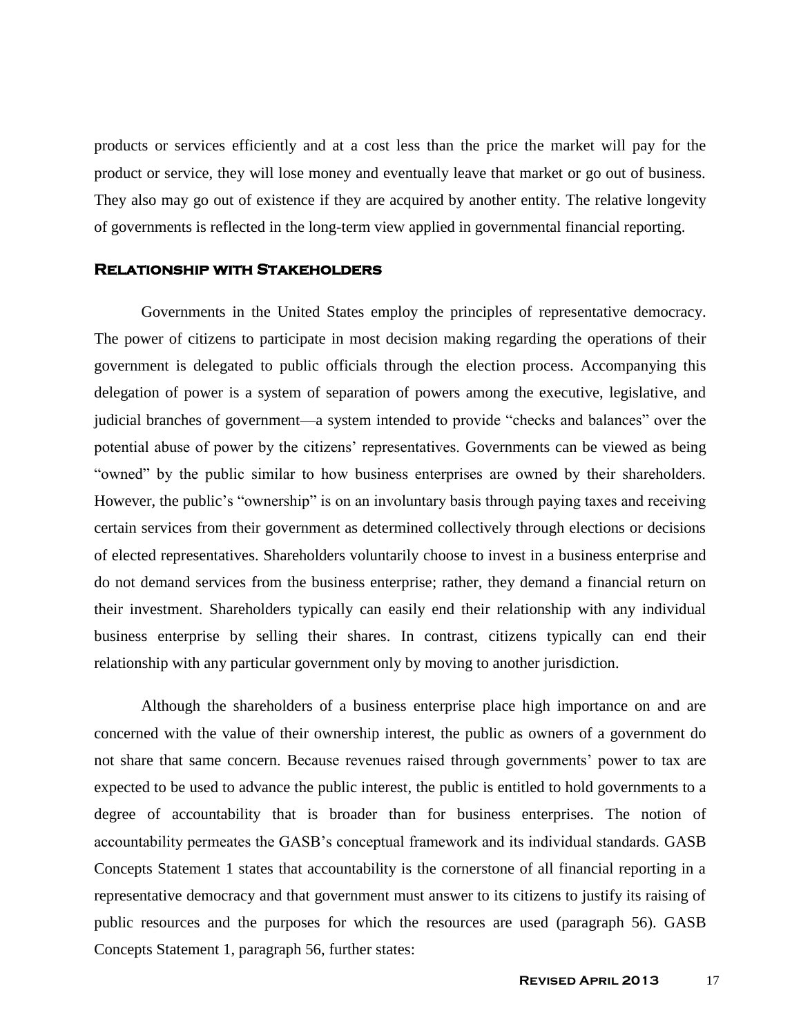products or services efficiently and at a cost less than the price the market will pay for the product or service, they will lose money and eventually leave that market or go out of business. They also may go out of existence if they are acquired by another entity. The relative longevity of governments is reflected in the long-term view applied in governmental financial reporting.

## Relationship with Stakeholders

Governments in the United States employ the principles of representative democracy. The power of citizens to participate in most decision making regarding the operations of their government is delegated to public officials through the election process. Accompanying this delegation of power is a system of separation of powers among the executive, legislative, and judicial branches of government—a system intended to provide "checks and balances" over the potential abuse of power by the citizens' representatives. Governments can be viewed as being "owned" by the public similar to how business enterprises are owned by their shareholders. However, the public's "ownership" is on an involuntary basis through paying taxes and receiving certain services from their government as determined collectively through elections or decisions of elected representatives. Shareholders voluntarily choose to invest in a business enterprise and do not demand services from the business enterprise; rather, they demand a financial return on their investment. Shareholders typically can easily end their relationship with any individual business enterprise by selling their shares. In contrast, citizens typically can end their relationship with any particular government only by moving to another jurisdiction.

Although the shareholders of a business enterprise place high importance on and are concerned with the value of their ownership interest, the public as owners of a government do not share that same concern. Because revenues raised through governments' power to tax are expected to be used to advance the public interest, the public is entitled to hold governments to a degree of accountability that is broader than for business enterprises. The notion of accountability permeates the GASB's conceptual framework and its individual standards. GASB Concepts Statement 1 states that accountability is the cornerstone of all financial reporting in a representative democracy and that government must answer to its citizens to justify its raising of public resources and the purposes for which the resources are used (paragraph 56). GASB Concepts Statement 1, paragraph 56, further states: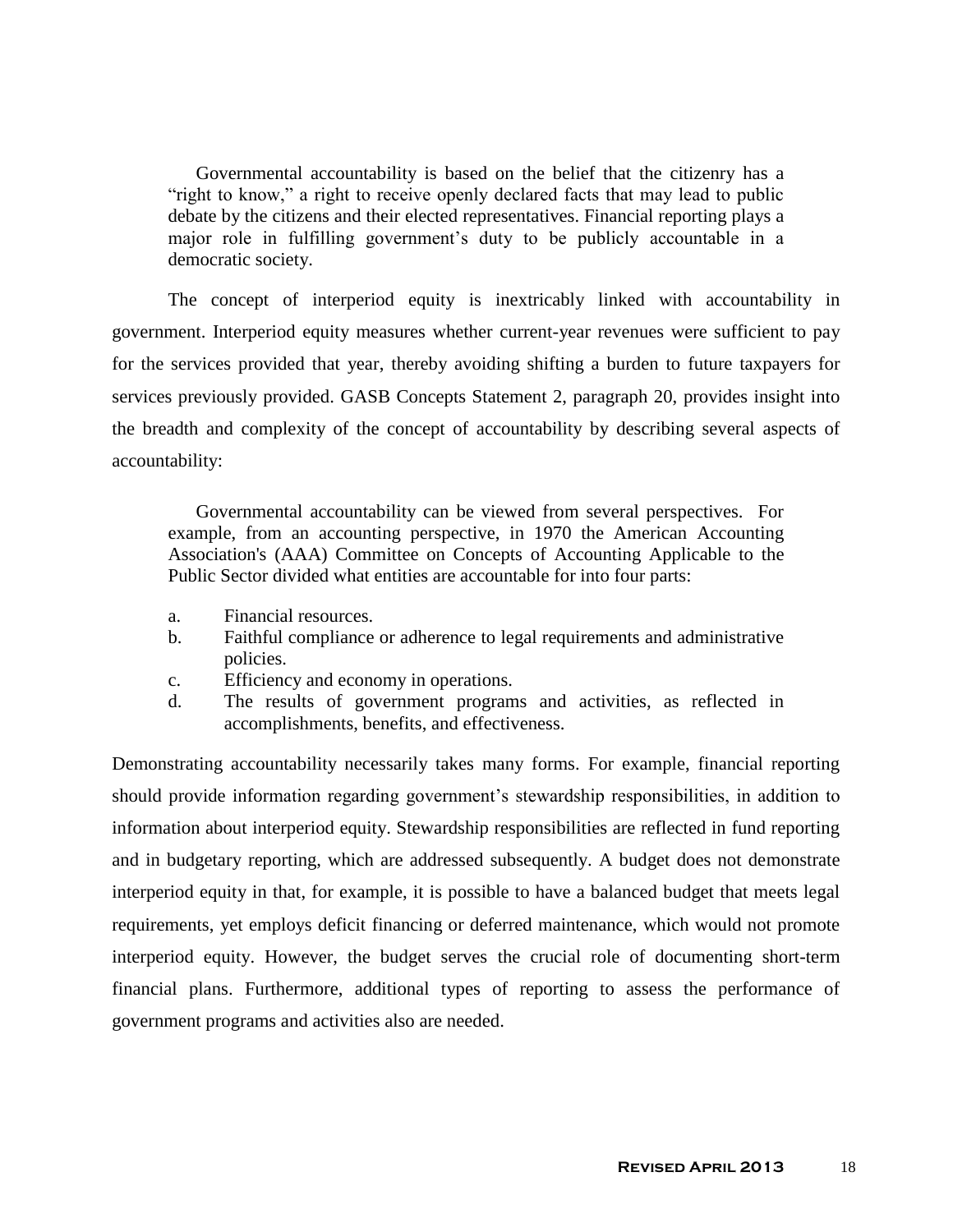> Governmental accountability is based on the belief that the citizenry has a "right to know," a right to receive openly declared facts that may lead to public debate by the citizens and their elected representatives. Financial reporting plays a major role in fulfilling government's duty to be publicly accountable in a democratic society.

The concept of interperiod equity is inextricably linked with accountability in government. Interperiod equity measures whether current-year revenues were sufficient to pay for the services provided that year, thereby avoiding shifting a burden to future taxpayers for services previously provided. GASB Concepts Statement 2, paragraph 20, provides insight into the breadth and complexity of the concept of accountability by describing several aspects of accountability:

> Governmental accountability can be viewed from several perspectives. For example, from an accounting perspective, in 1970 the American Accounting Association's (AAA) Committee on Concepts of Accounting Applicable to the Public Sector divided what entities are accountable for into four parts:
>
> a. Financial resources.
> b. Faithful compliance or adherence to legal requirements and administrative policies.
> c. Efficiency and economy in operations.
> d. The results of government programs and activities, as reflected in accomplishments, benefits, and effectiveness.

Demonstrating accountability necessarily takes many forms. For example, financial reporting should provide information regarding government's stewardship responsibilities, in addition to information about interperiod equity. Stewardship responsibilities are reflected in fund reporting and in budgetary reporting, which are addressed subsequently. A budget does not demonstrate interperiod equity in that, for example, it is possible to have a balanced budget that meets legal requirements, yet employs deficit financing or deferred maintenance, which would not promote interperiod equity. However, the budget serves the crucial role of documenting short-term financial plans. Furthermore, additional types of reporting to assess the performance of government programs and activities also are needed.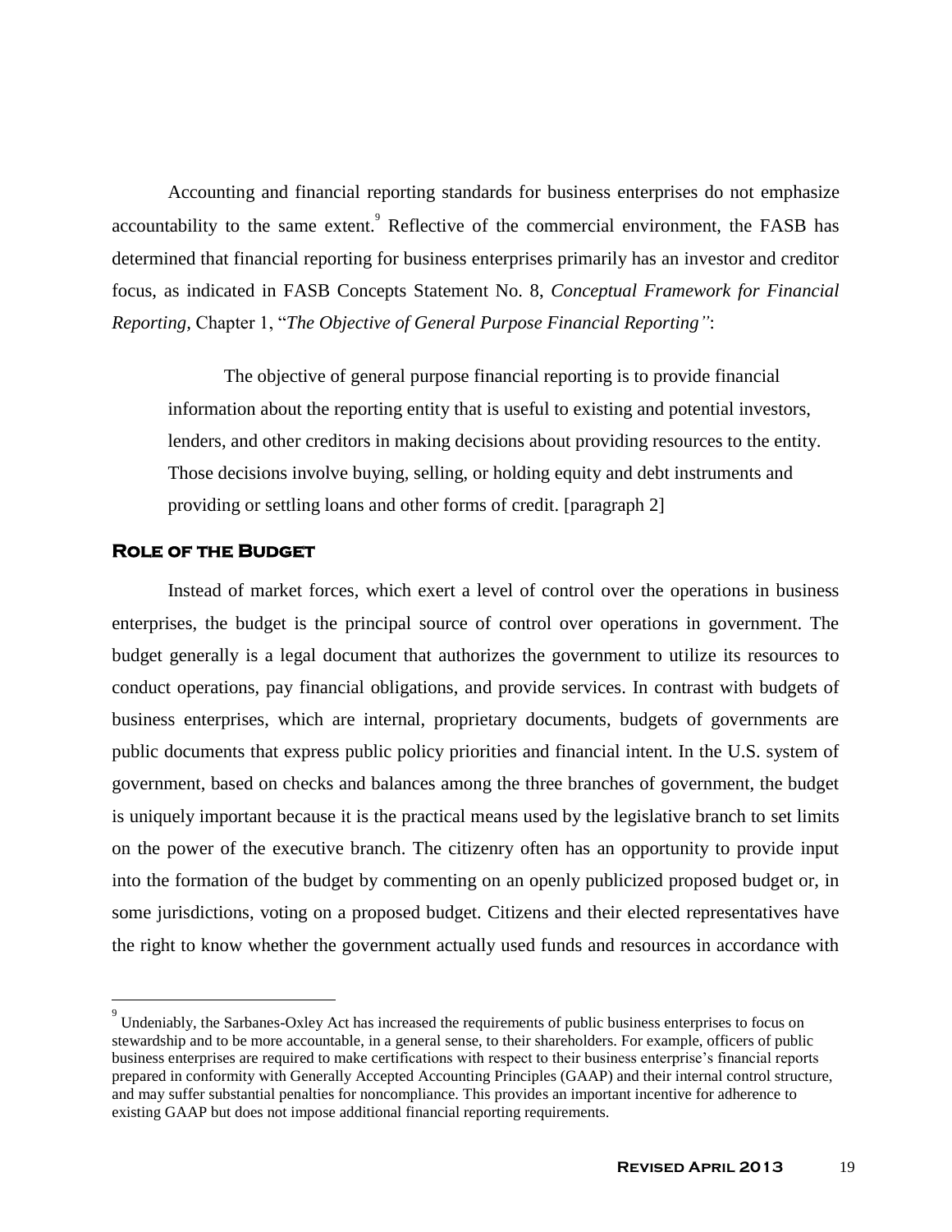Accounting and financial reporting standards for business enterprises do not emphasize accountability to the same extent.[9] Reflective of the commercial environment, the FASB has determined that financial reporting for business enterprises primarily has an investor and creditor focus, as indicated in FASB Concepts Statement No. 8, *Conceptual Framework for Financial Reporting,* Chapter 1, "*The Objective of General Purpose Financial Reporting"*:

> The objective of general purpose financial reporting is to provide financial information about the reporting entity that is useful to existing and potential investors, lenders, and other creditors in making decisions about providing resources to the entity. Those decisions involve buying, selling, or holding equity and debt instruments and providing or settling loans and other forms of credit. [paragraph 2]

### Role of the Budget

Instead of market forces, which exert a level of control over the operations in business enterprises, the budget is the principal source of control over operations in government. The budget generally is a legal document that authorizes the government to utilize its resources to conduct operations, pay financial obligations, and provide services. In contrast with budgets of business enterprises, which are internal, proprietary documents, budgets of governments are public documents that express public policy priorities and financial intent. In the U.S. system of government, based on checks and balances among the three branches of government, the budget is uniquely important because it is the practical means used by the legislative branch to set limits on the power of the executive branch. The citizenry often has an opportunity to provide input into the formation of the budget by commenting on an openly publicized proposed budget or, in some jurisdictions, voting on a proposed budget. Citizens and their elected representatives have the right to know whether the government actually used funds and resources in accordance with

---

[9] Undeniably, the Sarbanes-Oxley Act has increased the requirements of public business enterprises to focus on stewardship and to be more accountable, in a general sense, to their shareholders. For example, officers of public business enterprises are required to make certifications with respect to their business enterprise's financial reports prepared in conformity with Generally Accepted Accounting Principles (GAAP) and their internal control structure, and may suffer substantial penalties for noncompliance. This provides an important incentive for adherence to existing GAAP but does not impose additional financial reporting requirements.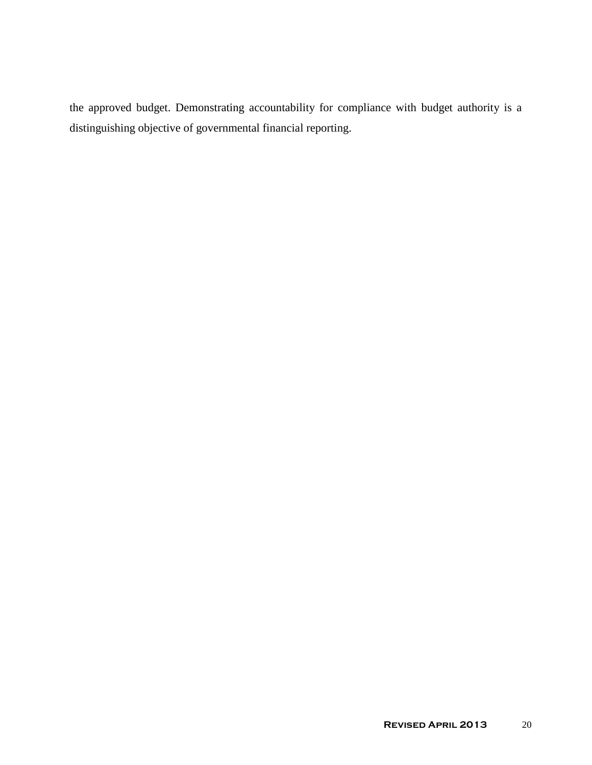the approved budget. Demonstrating accountability for compliance with budget authority is a distinguishing objective of governmental financial reporting.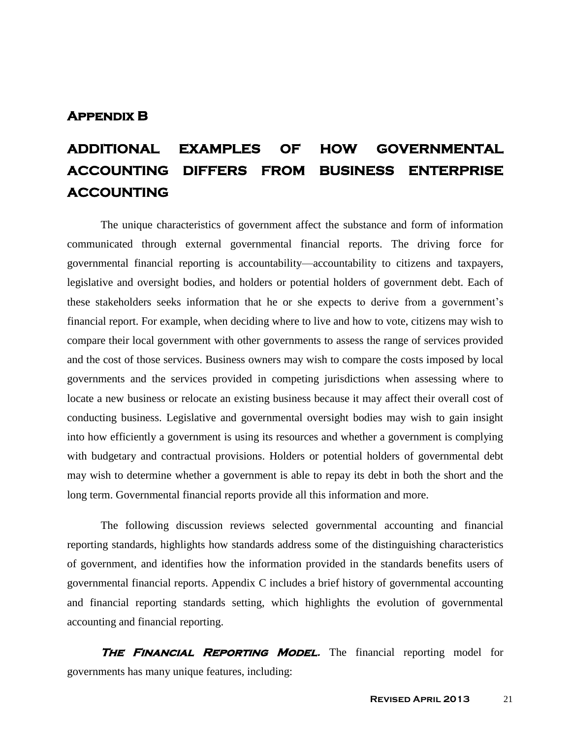# Appendix B

## ADDITIONAL EXAMPLES OF HOW GOVERNMENTAL ACCOUNTING DIFFERS FROM BUSINESS ENTERPRISE ACCOUNTING

The unique characteristics of government affect the substance and form of information communicated through external governmental financial reports. The driving force for governmental financial reporting is accountability—accountability to citizens and taxpayers, legislative and oversight bodies, and holders or potential holders of government debt. Each of these stakeholders seeks information that he or she expects to derive from a government's financial report. For example, when deciding where to live and how to vote, citizens may wish to compare their local government with other governments to assess the range of services provided and the cost of those services. Business owners may wish to compare the costs imposed by local governments and the services provided in competing jurisdictions when assessing where to locate a new business or relocate an existing business because it may affect their overall cost of conducting business. Legislative and governmental oversight bodies may wish to gain insight into how efficiently a government is using its resources and whether a government is complying with budgetary and contractual provisions. Holders or potential holders of governmental debt may wish to determine whether a government is able to repay its debt in both the short and the long term. Governmental financial reports provide all this information and more.

The following discussion reviews selected governmental accounting and financial reporting standards, highlights how standards address some of the distinguishing characteristics of government, and identifies how the information provided in the standards benefits users of governmental financial reports. Appendix C includes a brief history of governmental accounting and financial reporting standards setting, which highlights the evolution of governmental accounting and financial reporting.

***The Financial Reporting Model.*** The financial reporting model for governments has many unique features, including: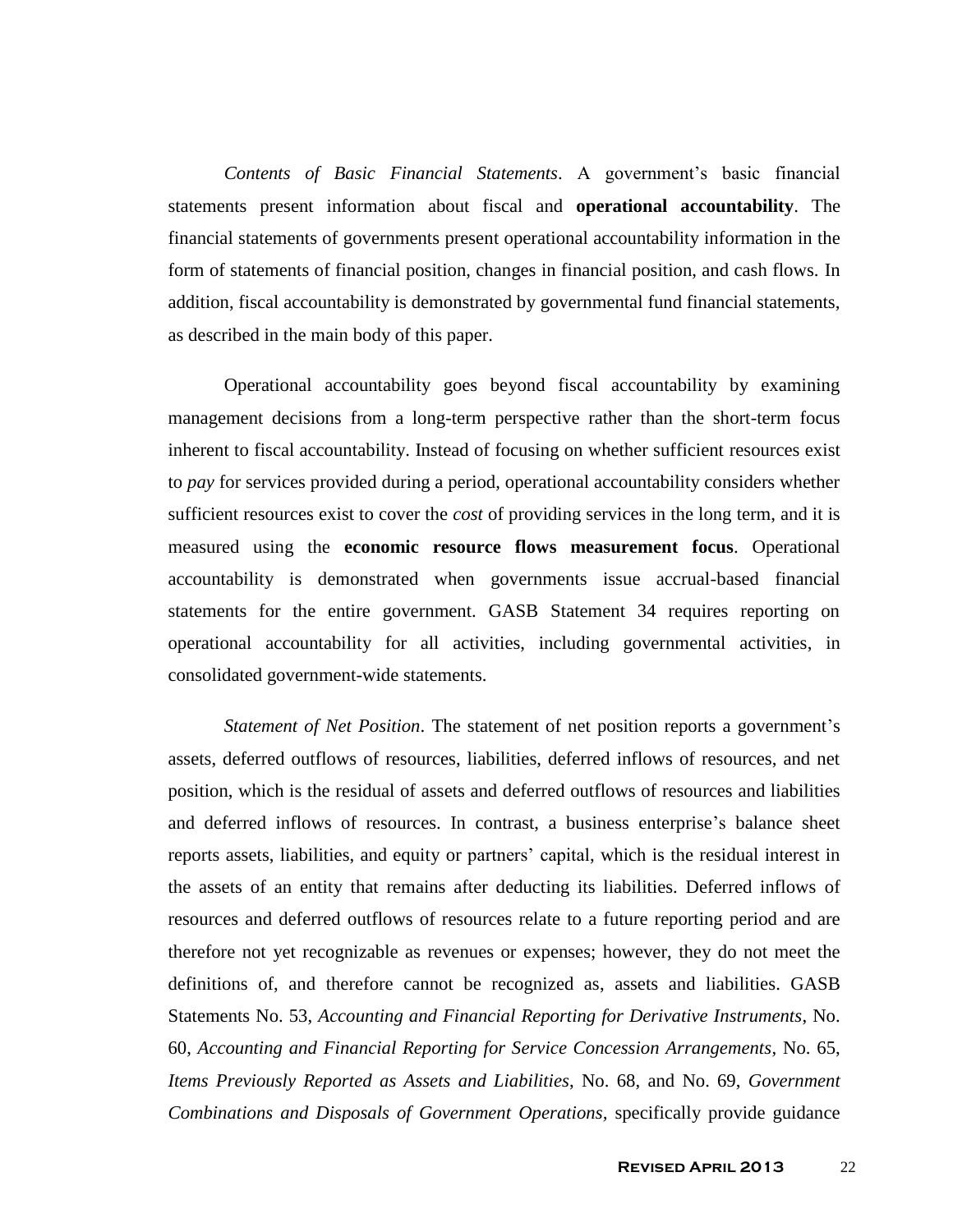*Contents of Basic Financial Statements*. A government's basic financial statements present information about fiscal and **operational accountability**. The financial statements of governments present operational accountability information in the form of statements of financial position, changes in financial position, and cash flows. In addition, fiscal accountability is demonstrated by governmental fund financial statements, as described in the main body of this paper.

Operational accountability goes beyond fiscal accountability by examining management decisions from a long-term perspective rather than the short-term focus inherent to fiscal accountability. Instead of focusing on whether sufficient resources exist to *pay* for services provided during a period, operational accountability considers whether sufficient resources exist to cover the *cost* of providing services in the long term, and it is measured using the **economic resource flows measurement focus**. Operational accountability is demonstrated when governments issue accrual-based financial statements for the entire government. GASB Statement 34 requires reporting on operational accountability for all activities, including governmental activities, in consolidated government-wide statements.

*Statement of Net Position*. The statement of net position reports a government's assets, deferred outflows of resources, liabilities, deferred inflows of resources, and net position, which is the residual of assets and deferred outflows of resources and liabilities and deferred inflows of resources. In contrast, a business enterprise's balance sheet reports assets, liabilities, and equity or partners' capital, which is the residual interest in the assets of an entity that remains after deducting its liabilities. Deferred inflows of resources and deferred outflows of resources relate to a future reporting period and are therefore not yet recognizable as revenues or expenses; however, they do not meet the definitions of, and therefore cannot be recognized as, assets and liabilities. GASB Statements No. 53, *Accounting and Financial Reporting for Derivative Instruments*, No. 60, *Accounting and Financial Reporting for Service Concession Arrangements*, No. 65, *Items Previously Reported as Assets and Liabilities*, No. 68, and No. 69, *Government Combinations and Disposals of Government Operations,* specifically provide guidance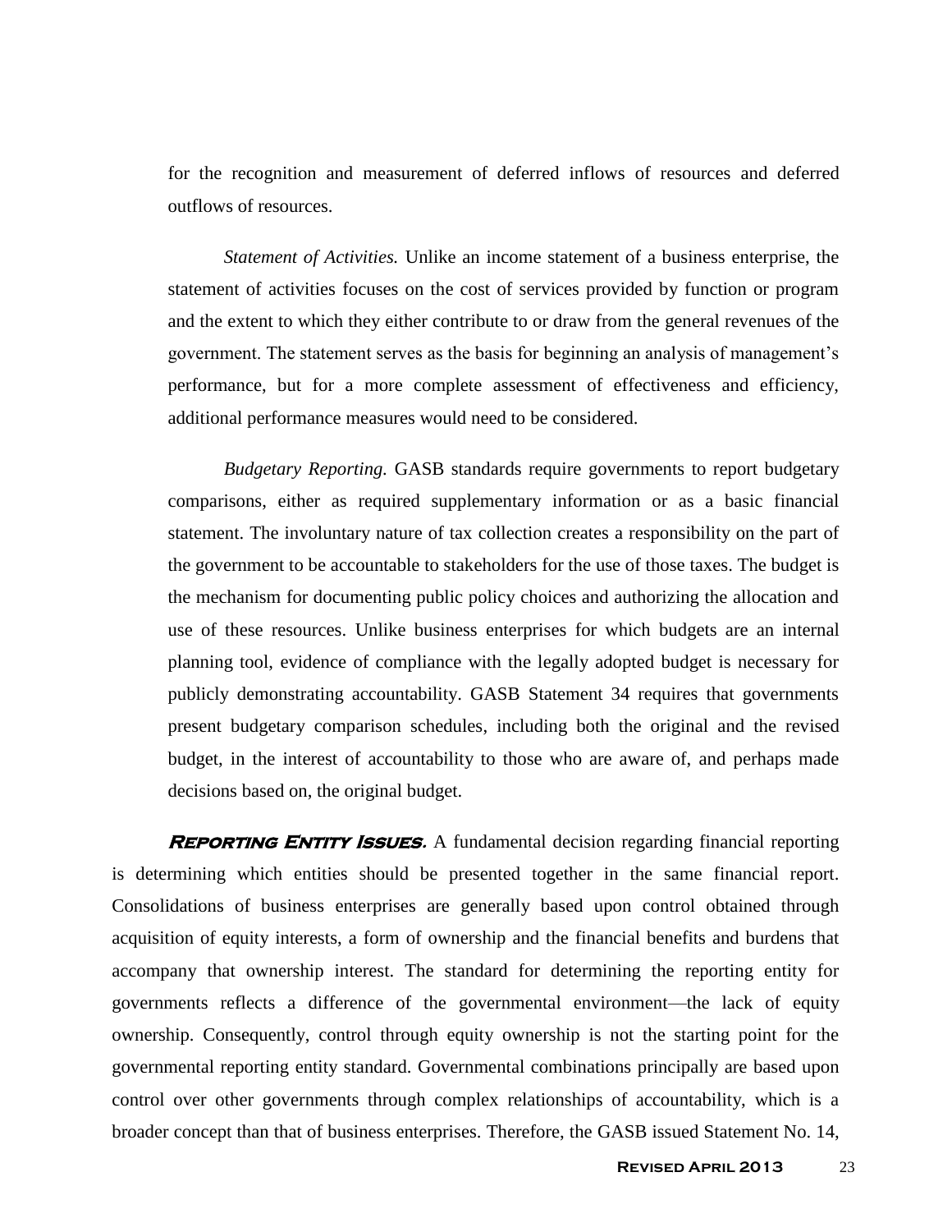for the recognition and measurement of deferred inflows of resources and deferred outflows of resources.

*Statement of Activities.* Unlike an income statement of a business enterprise, the statement of activities focuses on the cost of services provided by function or program and the extent to which they either contribute to or draw from the general revenues of the government. The statement serves as the basis for beginning an analysis of management's performance, but for a more complete assessment of effectiveness and efficiency, additional performance measures would need to be considered.

*Budgetary Reporting.* GASB standards require governments to report budgetary comparisons, either as required supplementary information or as a basic financial statement. The involuntary nature of tax collection creates a responsibility on the part of the government to be accountable to stakeholders for the use of those taxes. The budget is the mechanism for documenting public policy choices and authorizing the allocation and use of these resources. Unlike business enterprises for which budgets are an internal planning tool, evidence of compliance with the legally adopted budget is necessary for publicly demonstrating accountability. GASB Statement 34 requires that governments present budgetary comparison schedules, including both the original and the revised budget, in the interest of accountability to those who are aware of, and perhaps made decisions based on, the original budget.

***Reporting Entity Issues.*** A fundamental decision regarding financial reporting is determining which entities should be presented together in the same financial report. Consolidations of business enterprises are generally based upon control obtained through acquisition of equity interests, a form of ownership and the financial benefits and burdens that accompany that ownership interest. The standard for determining the reporting entity for governments reflects a difference of the governmental environment—the lack of equity ownership. Consequently, control through equity ownership is not the starting point for the governmental reporting entity standard. Governmental combinations principally are based upon control over other governments through complex relationships of accountability, which is a broader concept than that of business enterprises. Therefore, the GASB issued Statement No. 14,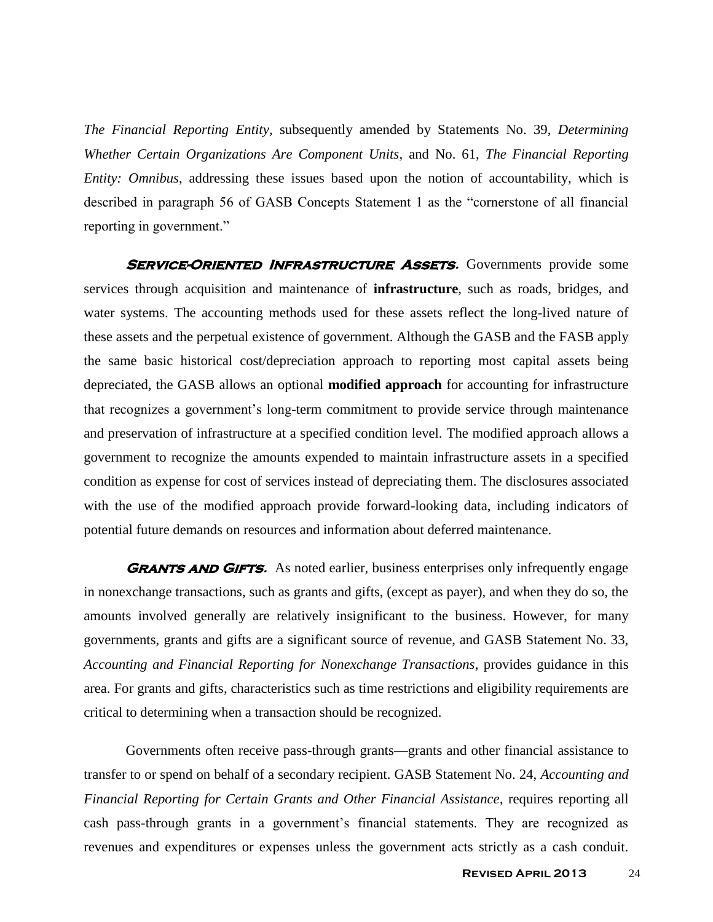*The Financial Reporting Entity*, subsequently amended by Statements No. 39, *Determining Whether Certain Organizations Are Component Units*, and No. 61, *The Financial Reporting Entity: Omnibus*, addressing these issues based upon the notion of accountability, which is described in paragraph 56 of GASB Concepts Statement 1 as the "cornerstone of all financial reporting in government."

***Service-Oriented Infrastructure Assets.*** Governments provide some services through acquisition and maintenance of **infrastructure**, such as roads, bridges, and water systems. The accounting methods used for these assets reflect the long-lived nature of these assets and the perpetual existence of government. Although the GASB and the FASB apply the same basic historical cost/depreciation approach to reporting most capital assets being depreciated, the GASB allows an optional **modified approach** for accounting for infrastructure that recognizes a government's long-term commitment to provide service through maintenance and preservation of infrastructure at a specified condition level. The modified approach allows a government to recognize the amounts expended to maintain infrastructure assets in a specified condition as expense for cost of services instead of depreciating them. The disclosures associated with the use of the modified approach provide forward-looking data, including indicators of potential future demands on resources and information about deferred maintenance.

***Grants and Gifts.*** As noted earlier, business enterprises only infrequently engage in nonexchange transactions, such as grants and gifts, (except as payer), and when they do so, the amounts involved generally are relatively insignificant to the business. However, for many governments, grants and gifts are a significant source of revenue, and GASB Statement No. 33, *Accounting and Financial Reporting for Nonexchange Transactions*, provides guidance in this area. For grants and gifts, characteristics such as time restrictions and eligibility requirements are critical to determining when a transaction should be recognized.

Governments often receive pass-through grants—grants and other financial assistance to transfer to or spend on behalf of a secondary recipient. GASB Statement No. 24, *Accounting and Financial Reporting for Certain Grants and Other Financial Assistance*, requires reporting all cash pass-through grants in a government's financial statements. They are recognized as revenues and expenditures or expenses unless the government acts strictly as a cash conduit.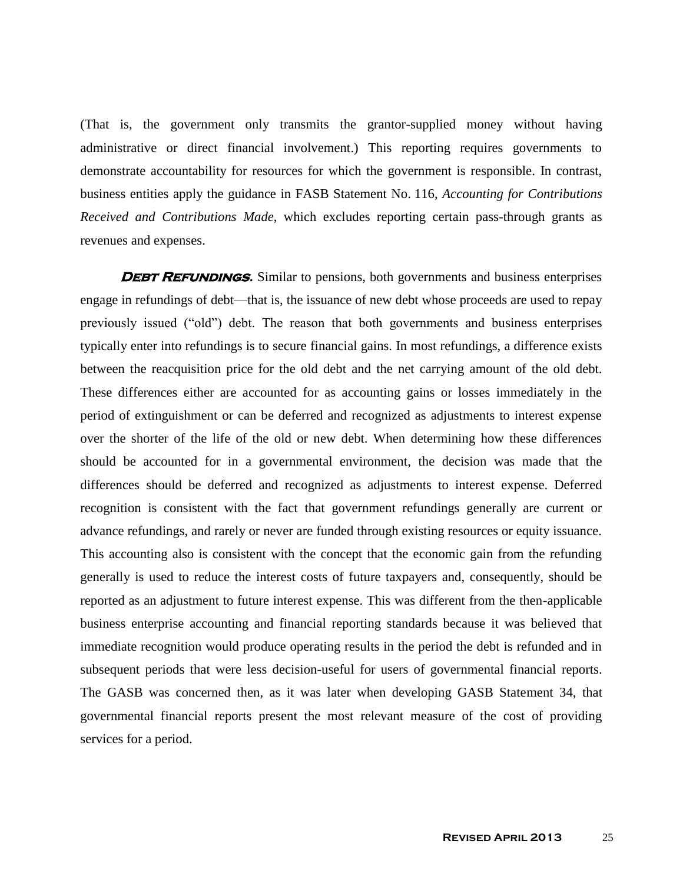(That is, the government only transmits the grantor-supplied money without having administrative or direct financial involvement.) This reporting requires governments to demonstrate accountability for resources for which the government is responsible. In contrast, business entities apply the guidance in FASB Statement No. 116, *Accounting for Contributions Received and Contributions Made*, which excludes reporting certain pass-through grants as revenues and expenses.

***Debt Refundings.*** Similar to pensions, both governments and business enterprises engage in refundings of debt—that is, the issuance of new debt whose proceeds are used to repay previously issued ("old") debt. The reason that both governments and business enterprises typically enter into refundings is to secure financial gains. In most refundings, a difference exists between the reacquisition price for the old debt and the net carrying amount of the old debt. These differences either are accounted for as accounting gains or losses immediately in the period of extinguishment or can be deferred and recognized as adjustments to interest expense over the shorter of the life of the old or new debt. When determining how these differences should be accounted for in a governmental environment, the decision was made that the differences should be deferred and recognized as adjustments to interest expense. Deferred recognition is consistent with the fact that government refundings generally are current or advance refundings, and rarely or never are funded through existing resources or equity issuance. This accounting also is consistent with the concept that the economic gain from the refunding generally is used to reduce the interest costs of future taxpayers and, consequently, should be reported as an adjustment to future interest expense. This was different from the then-applicable business enterprise accounting and financial reporting standards because it was believed that immediate recognition would produce operating results in the period the debt is refunded and in subsequent periods that were less decision-useful for users of governmental financial reports. The GASB was concerned then, as it was later when developing GASB Statement 34, that governmental financial reports present the most relevant measure of the cost of providing services for a period.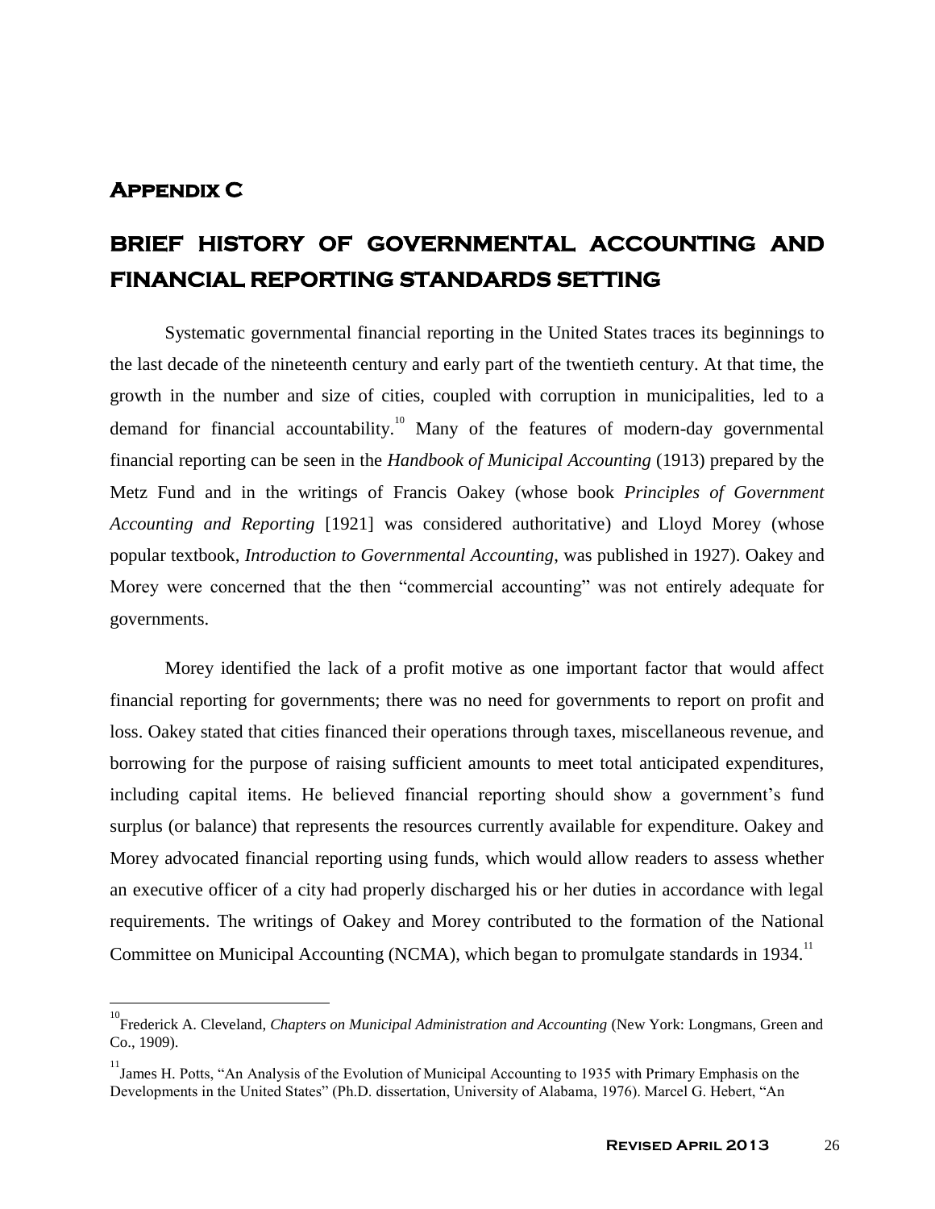# Appendix C

## BRIEF HISTORY OF GOVERNMENTAL ACCOUNTING AND FINANCIAL REPORTING STANDARDS SETTING

Systematic governmental financial reporting in the United States traces its beginnings to the last decade of the nineteenth century and early part of the twentieth century. At that time, the growth in the number and size of cities, coupled with corruption in municipalities, led to a demand for financial accountability.[10] Many of the features of modern-day governmental financial reporting can be seen in the *Handbook of Municipal Accounting* (1913) prepared by the Metz Fund and in the writings of Francis Oakey (whose book *Principles of Government Accounting and Reporting* [1921] was considered authoritative) and Lloyd Morey (whose popular textbook, *Introduction to Governmental Accounting*, was published in 1927). Oakey and Morey were concerned that the then "commercial accounting" was not entirely adequate for governments.

Morey identified the lack of a profit motive as one important factor that would affect financial reporting for governments; there was no need for governments to report on profit and loss. Oakey stated that cities financed their operations through taxes, miscellaneous revenue, and borrowing for the purpose of raising sufficient amounts to meet total anticipated expenditures, including capital items. He believed financial reporting should show a government's fund surplus (or balance) that represents the resources currently available for expenditure. Oakey and Morey advocated financial reporting using funds, which would allow readers to assess whether an executive officer of a city had properly discharged his or her duties in accordance with legal requirements. The writings of Oakey and Morey contributed to the formation of the National Committee on Municipal Accounting (NCMA), which began to promulgate standards in 1934.[11]

---

[10] Frederick A. Cleveland, *Chapters on Municipal Administration and Accounting* (New York: Longmans, Green and Co., 1909).

[11] James H. Potts, "An Analysis of the Evolution of Municipal Accounting to 1935 with Primary Emphasis on the Developments in the United States" (Ph.D. dissertation, University of Alabama, 1976). Marcel G. Hebert, "An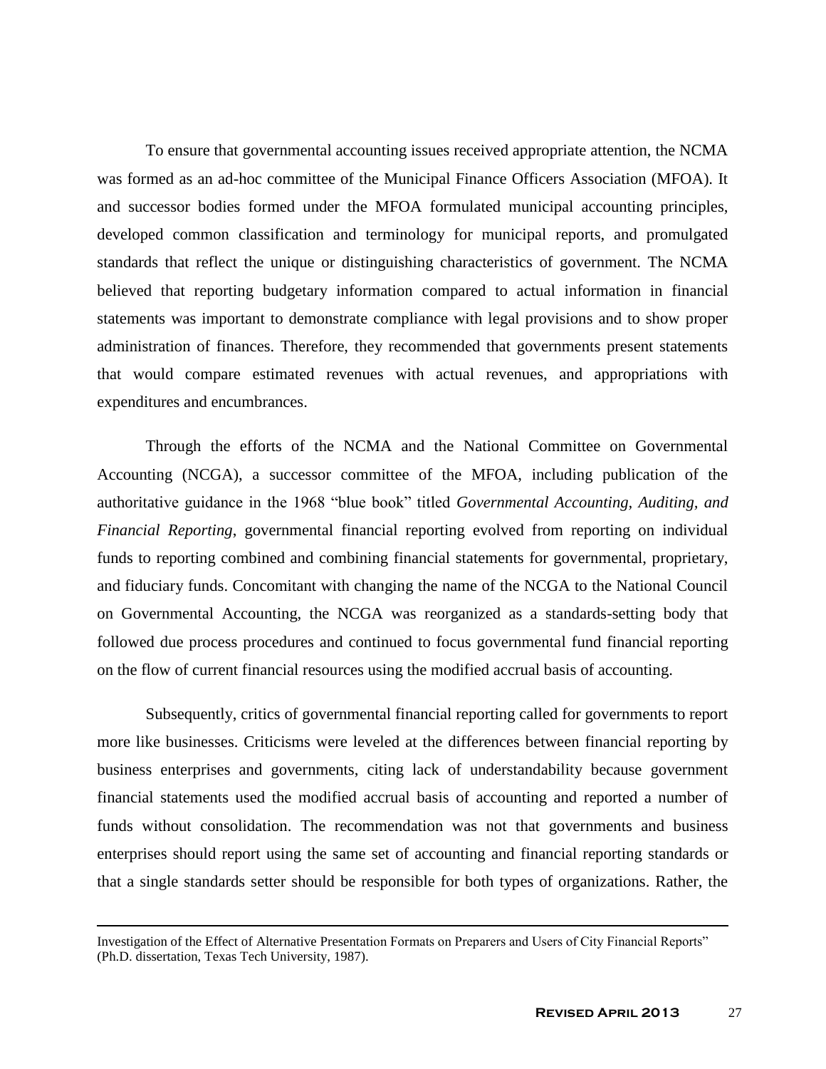To ensure that governmental accounting issues received appropriate attention, the NCMA was formed as an ad-hoc committee of the Municipal Finance Officers Association (MFOA). It and successor bodies formed under the MFOA formulated municipal accounting principles, developed common classification and terminology for municipal reports, and promulgated standards that reflect the unique or distinguishing characteristics of government. The NCMA believed that reporting budgetary information compared to actual information in financial statements was important to demonstrate compliance with legal provisions and to show proper administration of finances. Therefore, they recommended that governments present statements that would compare estimated revenues with actual revenues, and appropriations with expenditures and encumbrances.

Through the efforts of the NCMA and the National Committee on Governmental Accounting (NCGA), a successor committee of the MFOA, including publication of the authoritative guidance in the 1968 "blue book" titled *Governmental Accounting, Auditing, and Financial Reporting*, governmental financial reporting evolved from reporting on individual funds to reporting combined and combining financial statements for governmental, proprietary, and fiduciary funds. Concomitant with changing the name of the NCGA to the National Council on Governmental Accounting, the NCGA was reorganized as a standards-setting body that followed due process procedures and continued to focus governmental fund financial reporting on the flow of current financial resources using the modified accrual basis of accounting.

Subsequently, critics of governmental financial reporting called for governments to report more like businesses. Criticisms were leveled at the differences between financial reporting by business enterprises and governments, citing lack of understandability because government financial statements used the modified accrual basis of accounting and reported a number of funds without consolidation. The recommendation was not that governments and business enterprises should report using the same set of accounting and financial reporting standards or that a single standards setter should be responsible for both types of organizations. Rather, the

---

Investigation of the Effect of Alternative Presentation Formats on Preparers and Users of City Financial Reports" (Ph.D. dissertation, Texas Tech University, 1987).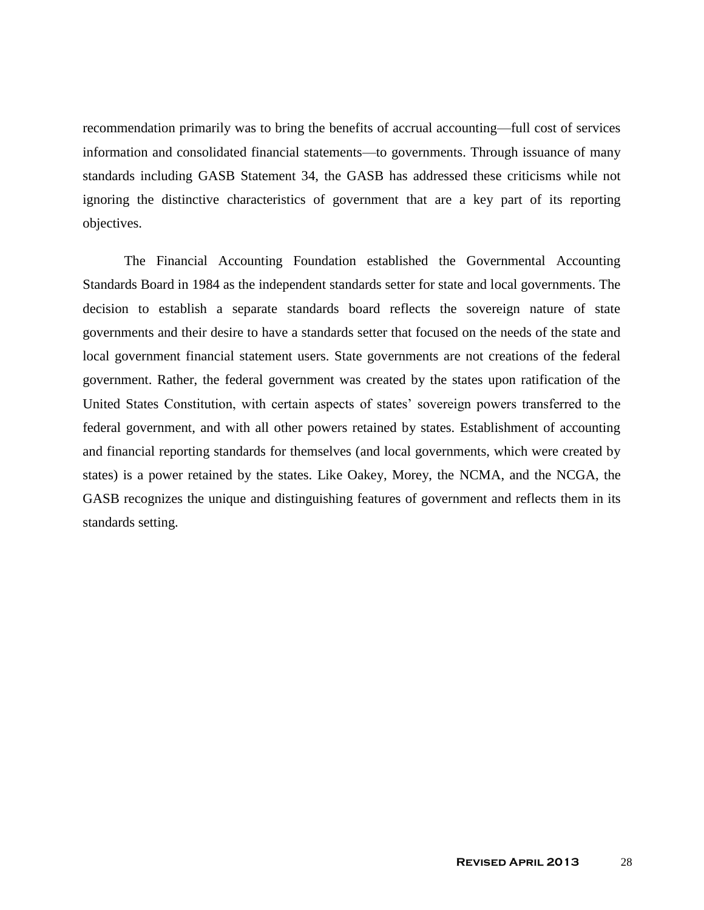recommendation primarily was to bring the benefits of accrual accounting—full cost of services information and consolidated financial statements—to governments. Through issuance of many standards including GASB Statement 34, the GASB has addressed these criticisms while not ignoring the distinctive characteristics of government that are a key part of its reporting objectives.

The Financial Accounting Foundation established the Governmental Accounting Standards Board in 1984 as the independent standards setter for state and local governments. The decision to establish a separate standards board reflects the sovereign nature of state governments and their desire to have a standards setter that focused on the needs of the state and local government financial statement users. State governments are not creations of the federal government. Rather, the federal government was created by the states upon ratification of the United States Constitution, with certain aspects of states' sovereign powers transferred to the federal government, and with all other powers retained by states. Establishment of accounting and financial reporting standards for themselves (and local governments, which were created by states) is a power retained by the states. Like Oakey, Morey, the NCMA, and the NCGA, the GASB recognizes the unique and distinguishing features of government and reflects them in its standards setting.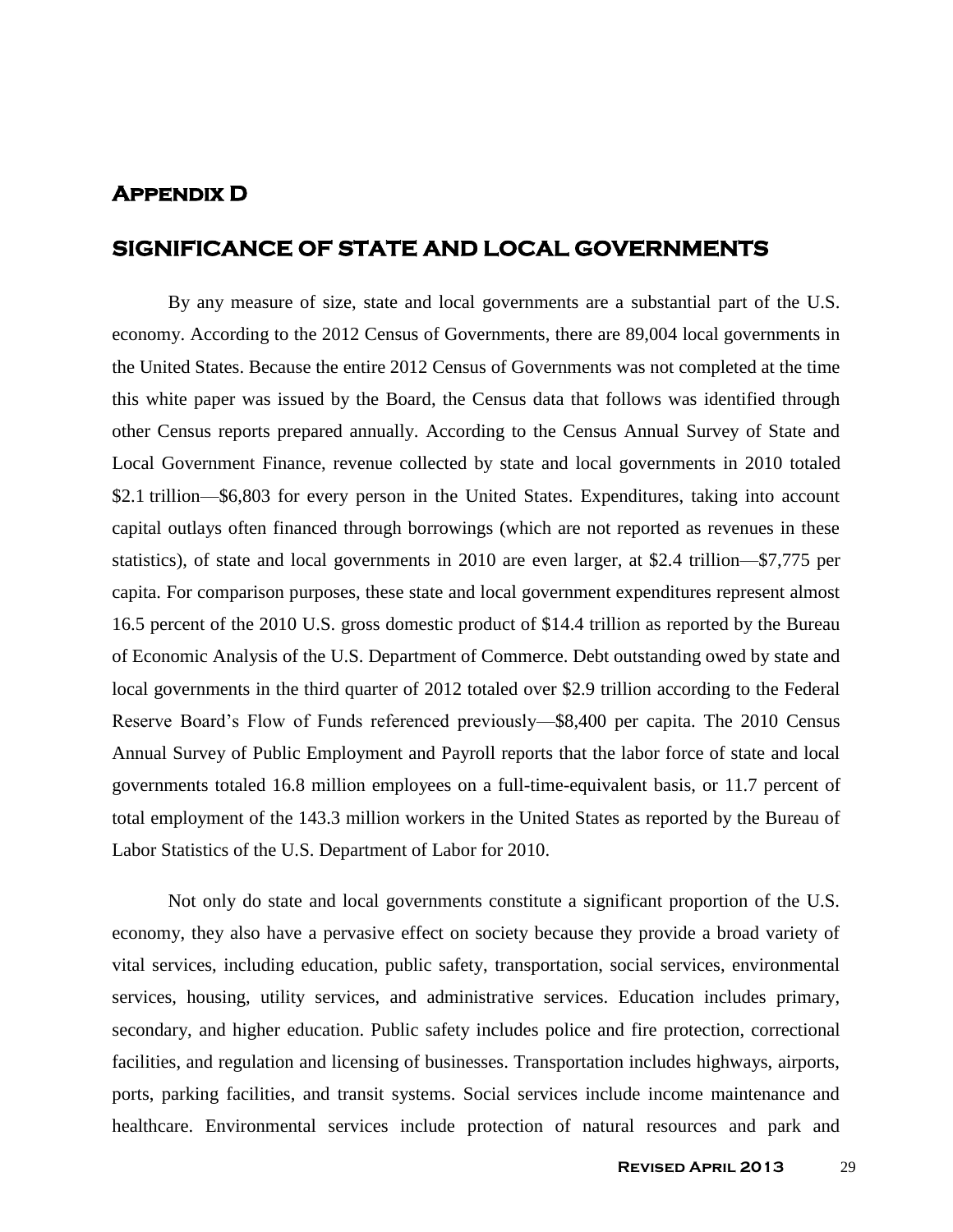## Appendix D

## SIGNIFICANCE OF STATE AND LOCAL GOVERNMENTS

By any measure of size, state and local governments are a substantial part of the U.S. economy. According to the 2012 Census of Governments, there are 89,004 local governments in the United States. Because the entire 2012 Census of Governments was not completed at the time this white paper was issued by the Board, the Census data that follows was identified through other Census reports prepared annually. According to the Census Annual Survey of State and Local Government Finance, revenue collected by state and local governments in 2010 totaled \$2.1 trillion—\$6,803 for every person in the United States. Expenditures, taking into account capital outlays often financed through borrowings (which are not reported as revenues in these statistics), of state and local governments in 2010 are even larger, at \$2.4 trillion—\$7,775 per capita. For comparison purposes, these state and local government expenditures represent almost 16.5 percent of the 2010 U.S. gross domestic product of \$14.4 trillion as reported by the Bureau of Economic Analysis of the U.S. Department of Commerce. Debt outstanding owed by state and local governments in the third quarter of 2012 totaled over \$2.9 trillion according to the Federal Reserve Board's Flow of Funds referenced previously—\$8,400 per capita. The 2010 Census Annual Survey of Public Employment and Payroll reports that the labor force of state and local governments totaled 16.8 million employees on a full-time-equivalent basis, or 11.7 percent of total employment of the 143.3 million workers in the United States as reported by the Bureau of Labor Statistics of the U.S. Department of Labor for 2010.

Not only do state and local governments constitute a significant proportion of the U.S. economy, they also have a pervasive effect on society because they provide a broad variety of vital services, including education, public safety, transportation, social services, environmental services, housing, utility services, and administrative services. Education includes primary, secondary, and higher education. Public safety includes police and fire protection, correctional facilities, and regulation and licensing of businesses. Transportation includes highways, airports, ports, parking facilities, and transit systems. Social services include income maintenance and healthcare. Environmental services include protection of natural resources and park and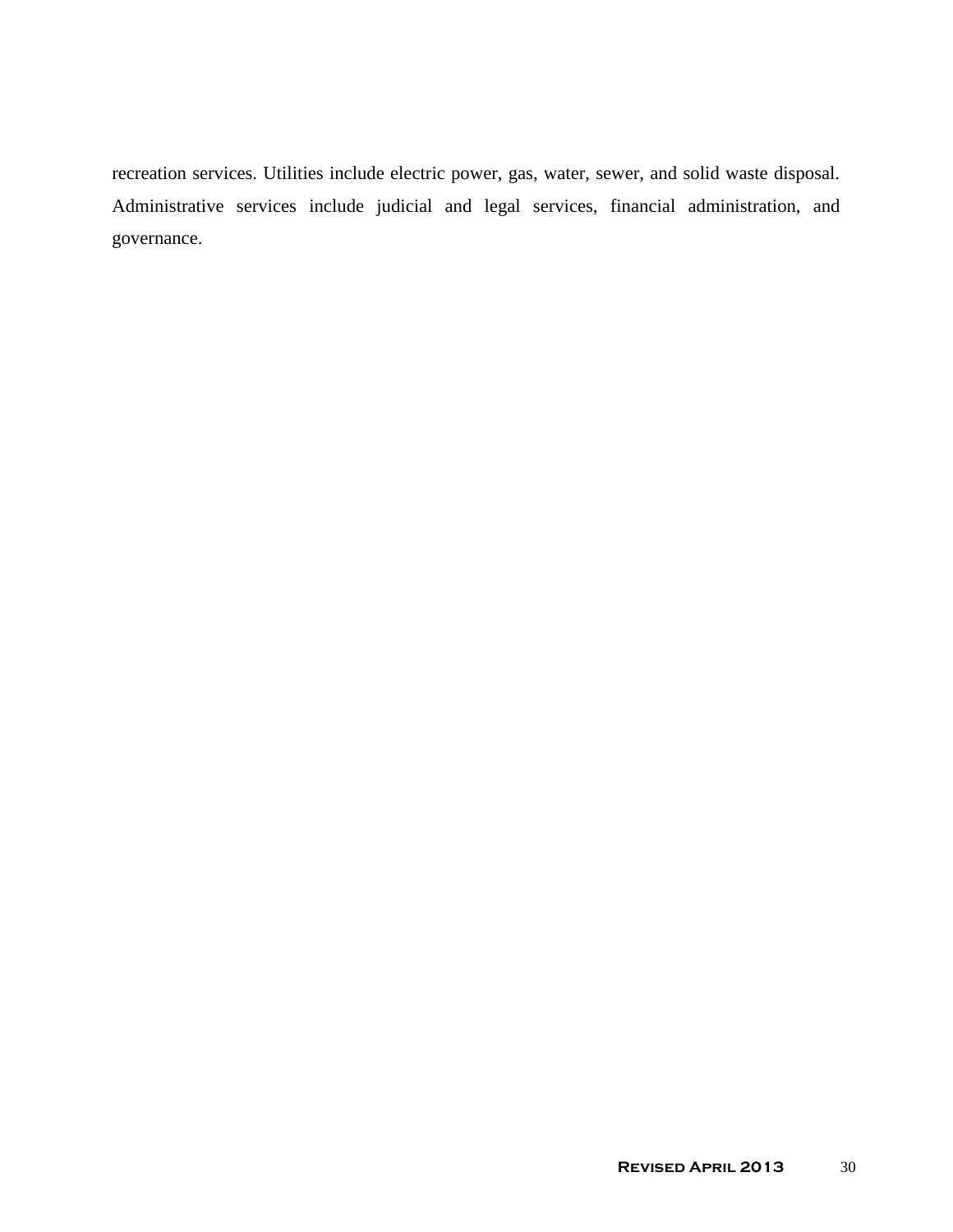recreation services. Utilities include electric power, gas, water, sewer, and solid waste disposal. Administrative services include judicial and legal services, financial administration, and governance.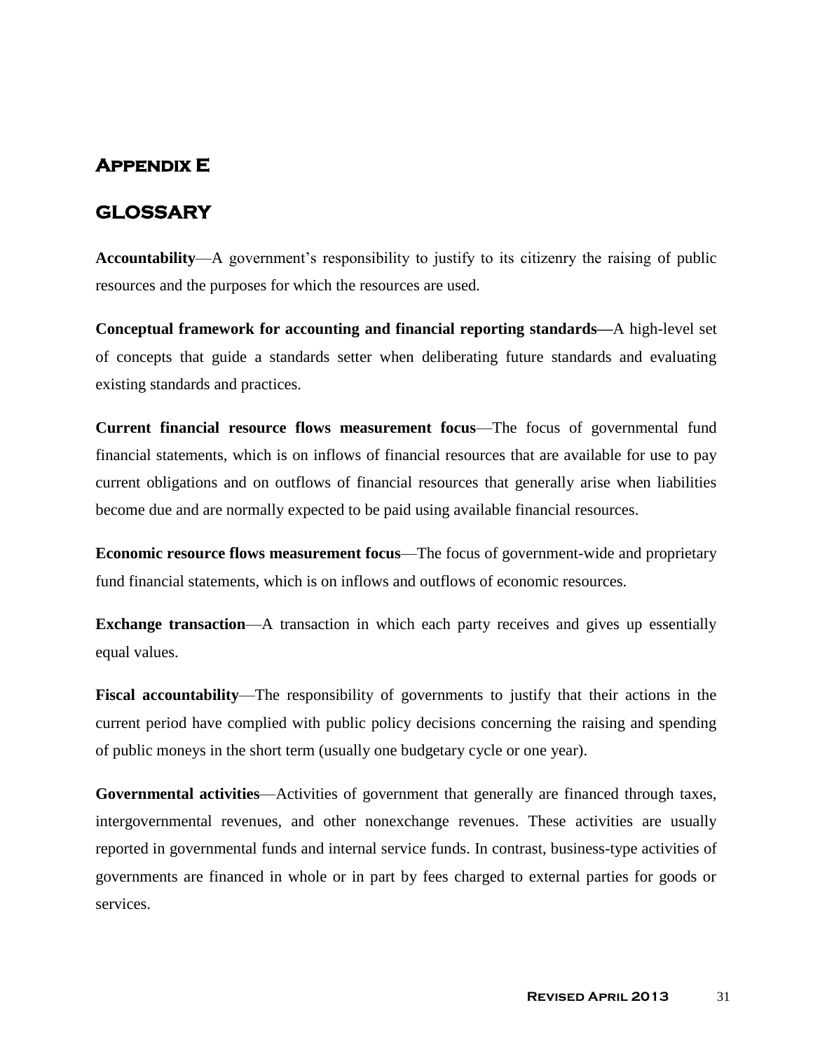# Appendix E

## GLOSSARY

**Accountability**—A government's responsibility to justify to its citizenry the raising of public resources and the purposes for which the resources are used.

**Conceptual framework for accounting and financial reporting standards—**A high-level set of concepts that guide a standards setter when deliberating future standards and evaluating existing standards and practices.

**Current financial resource flows measurement focus**—The focus of governmental fund financial statements, which is on inflows of financial resources that are available for use to pay current obligations and on outflows of financial resources that generally arise when liabilities become due and are normally expected to be paid using available financial resources.

**Economic resource flows measurement focus**—The focus of government-wide and proprietary fund financial statements, which is on inflows and outflows of economic resources.

**Exchange transaction**—A transaction in which each party receives and gives up essentially equal values.

**Fiscal accountability**—The responsibility of governments to justify that their actions in the current period have complied with public policy decisions concerning the raising and spending of public moneys in the short term (usually one budgetary cycle or one year).

**Governmental activities**—Activities of government that generally are financed through taxes, intergovernmental revenues, and other nonexchange revenues. These activities are usually reported in governmental funds and internal service funds. In contrast, business-type activities of governments are financed in whole or in part by fees charged to external parties for goods or services.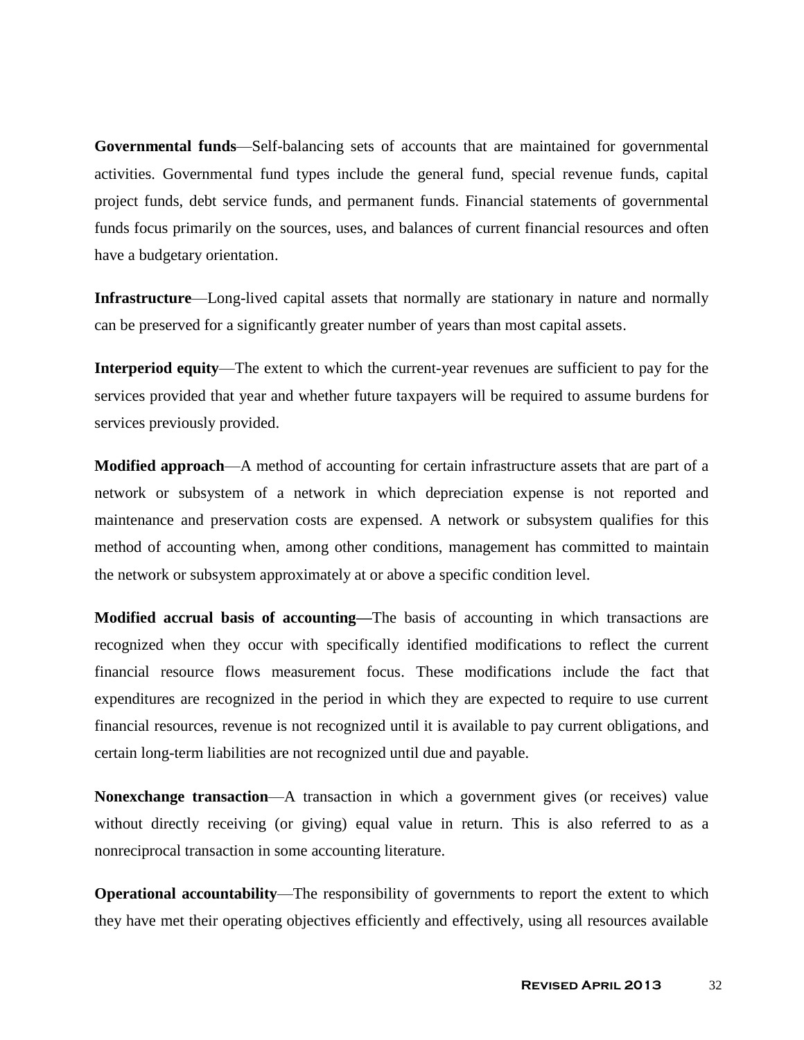**Governmental funds**—Self-balancing sets of accounts that are maintained for governmental activities. Governmental fund types include the general fund, special revenue funds, capital project funds, debt service funds, and permanent funds. Financial statements of governmental funds focus primarily on the sources, uses, and balances of current financial resources and often have a budgetary orientation.

**Infrastructure**—Long-lived capital assets that normally are stationary in nature and normally can be preserved for a significantly greater number of years than most capital assets.

**Interperiod equity**—The extent to which the current-year revenues are sufficient to pay for the services provided that year and whether future taxpayers will be required to assume burdens for services previously provided.

**Modified approach**—A method of accounting for certain infrastructure assets that are part of a network or subsystem of a network in which depreciation expense is not reported and maintenance and preservation costs are expensed. A network or subsystem qualifies for this method of accounting when, among other conditions, management has committed to maintain the network or subsystem approximately at or above a specific condition level.

**Modified accrual basis of accounting—**The basis of accounting in which transactions are recognized when they occur with specifically identified modifications to reflect the current financial resource flows measurement focus. These modifications include the fact that expenditures are recognized in the period in which they are expected to require to use current financial resources, revenue is not recognized until it is available to pay current obligations, and certain long-term liabilities are not recognized until due and payable.

**Nonexchange transaction**—A transaction in which a government gives (or receives) value without directly receiving (or giving) equal value in return. This is also referred to as a nonreciprocal transaction in some accounting literature.

**Operational accountability**—The responsibility of governments to report the extent to which they have met their operating objectives efficiently and effectively, using all resources available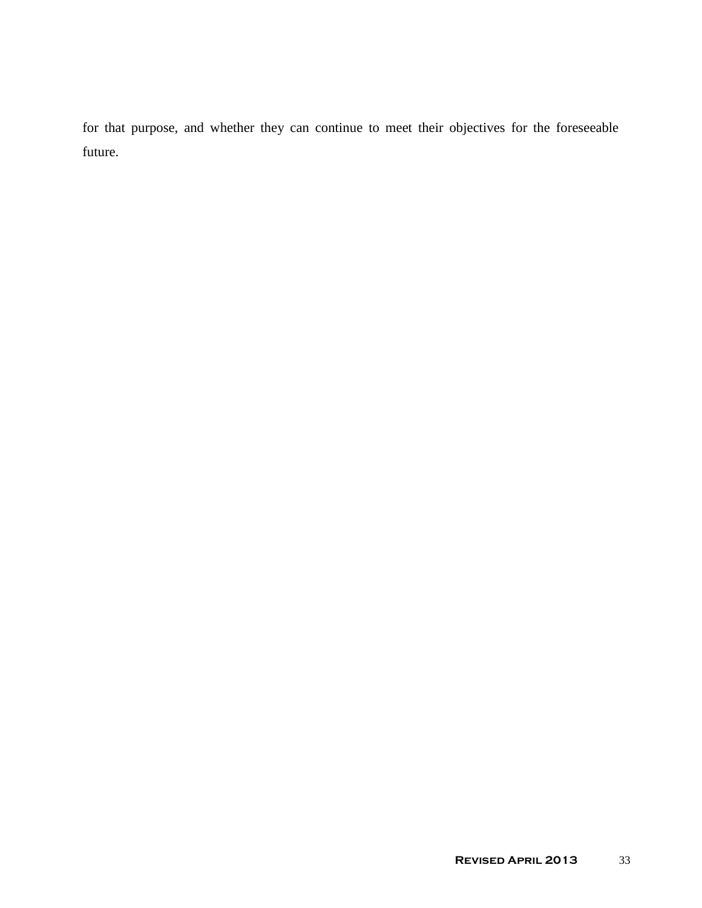for that purpose, and whether they can continue to meet their objectives for the foreseeable future.